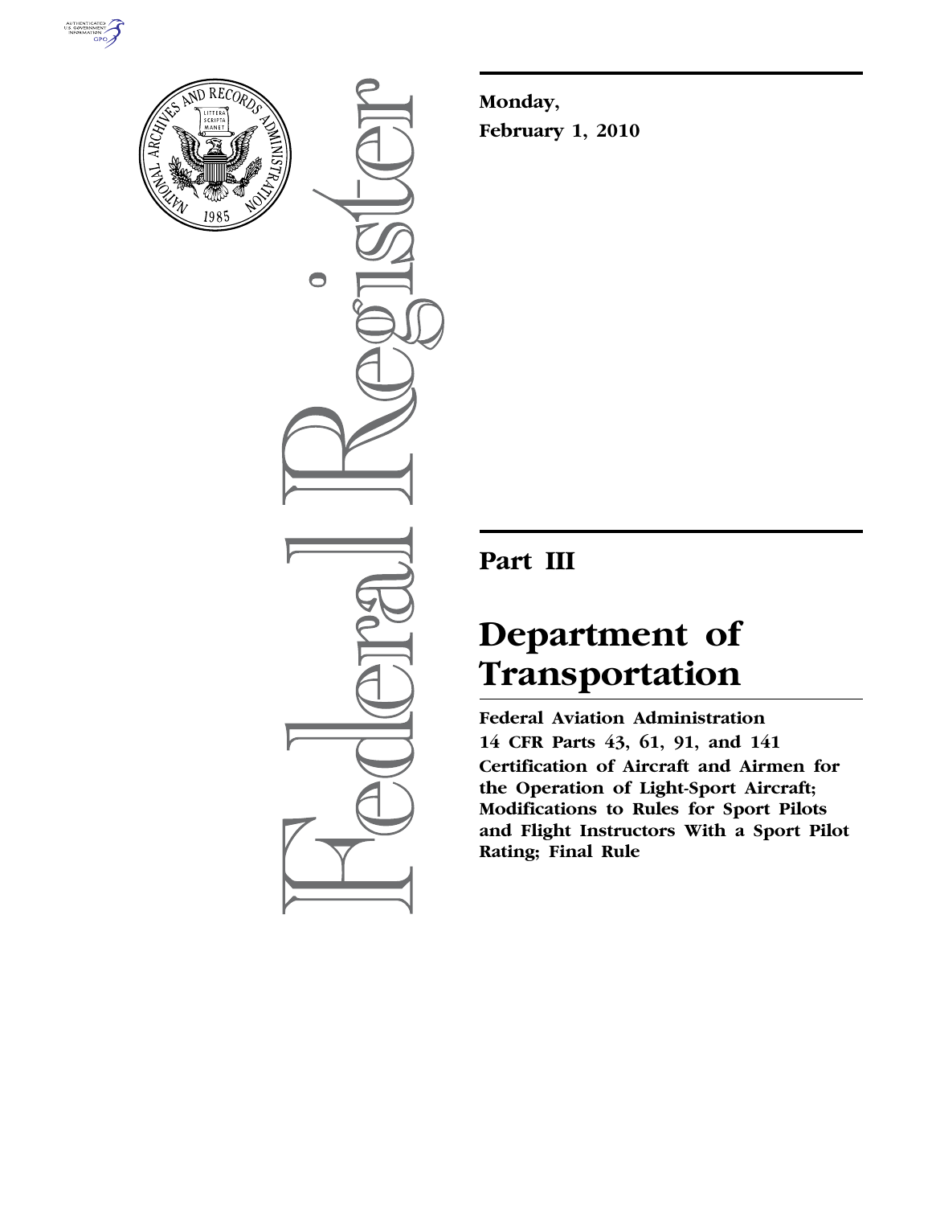# Federal Register

**Monday, February 1, 2010**

## Part III

# Department of Transportation

**Federal Aviation Administration**

**14 CFR Parts 43, 61, 91, and 141**

**Certification of Aircraft and Airmen for the Operation of Light-Sport Aircraft; Modifications to Rules for Sport Pilots and Flight Instructors With a Sport Pilot Rating; Final Rule**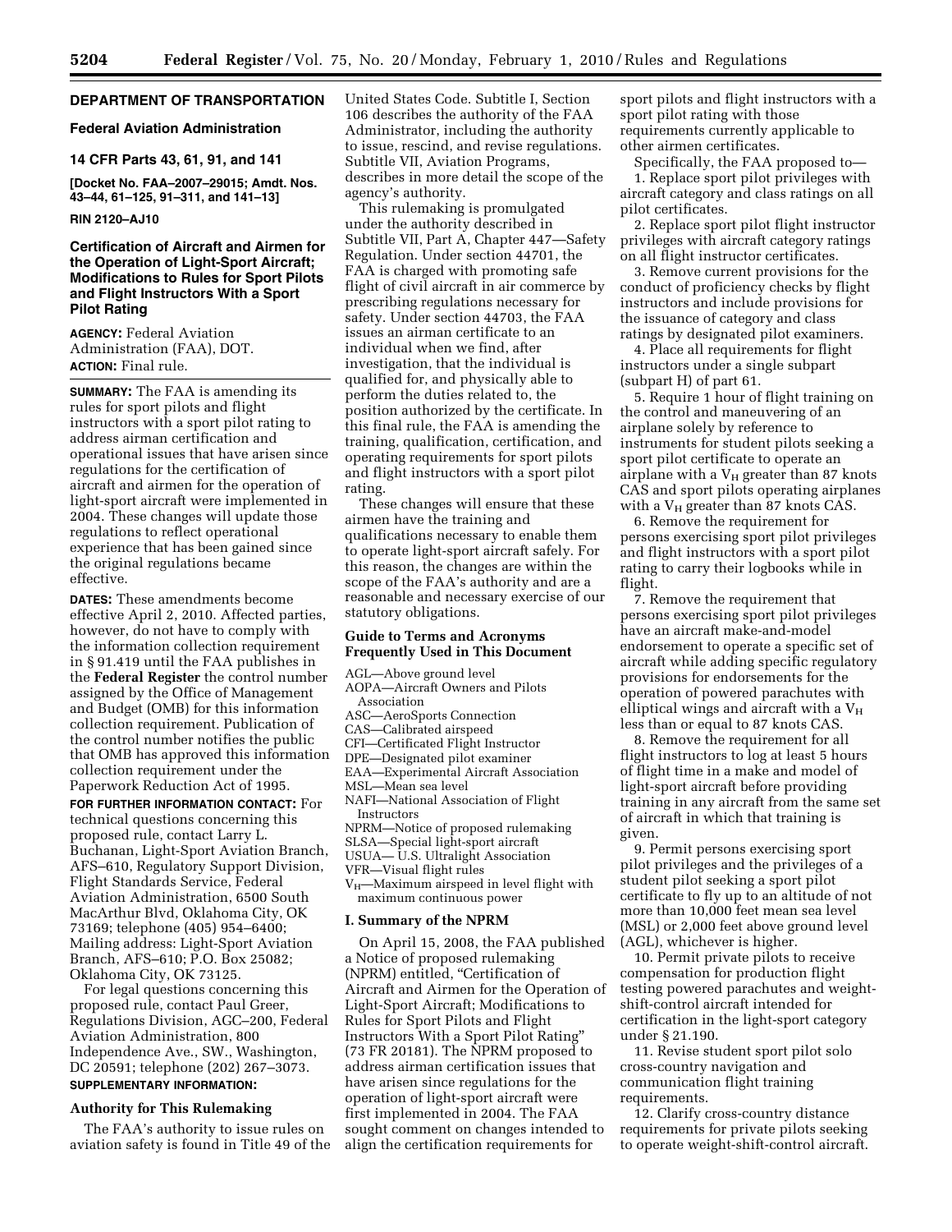## DEPARTMENT OF TRANSPORTATION

### Federal Aviation Administration

### 14 CFR Parts 43, 61, 91, and 141

**[Docket No. FAA–2007–29015; Amdt. Nos. 43–44, 61–125, 91–311, and 141–13]**

**RIN 2120–AJ10**

## Certification of Aircraft and Airmen for the Operation of Light-Sport Aircraft; Modifications to Rules for Sport Pilots and Flight Instructors With a Sport Pilot Rating

**AGENCY:** Federal Aviation Administration (FAA), DOT.

**ACTION:** Final rule.

**SUMMARY:** The FAA is amending its rules for sport pilots and flight instructors with a sport pilot rating to address airman certification and operational issues that have arisen since regulations for the certification of aircraft and airmen for the operation of light-sport aircraft were implemented in 2004. These changes will update those regulations to reflect operational experience that has been gained since the original regulations became effective.

**DATES:** These amendments become effective April 2, 2010. Affected parties, however, do not have to comply with the information collection requirement in § 91.419 until the FAA publishes in the **Federal Register** the control number assigned by the Office of Management and Budget (OMB) for this information collection requirement. Publication of the control number notifies the public that OMB has approved this information collection requirement under the Paperwork Reduction Act of 1995.

**FOR FURTHER INFORMATION CONTACT:** For technical questions concerning this proposed rule, contact Larry L. Buchanan, Light-Sport Aviation Branch, AFS–610, Regulatory Support Division, Flight Standards Service, Federal Aviation Administration, 6500 South MacArthur Blvd, Oklahoma City, OK 73169; telephone (405) 954–6400; Mailing address: Light-Sport Aviation Branch, AFS–610; P.O. Box 25082; Oklahoma City, OK 73125.

For legal questions concerning this proposed rule, contact Paul Greer, Regulations Division, AGC–200, Federal Aviation Administration, 800 Independence Ave., SW., Washington, DC 20591; telephone (202) 267–3073.

**SUPPLEMENTARY INFORMATION:**

### Authority for This Rulemaking

The FAA's authority to issue rules on aviation safety is found in Title 49 of the United States Code. Subtitle I, Section 106 describes the authority of the FAA Administrator, including the authority to issue, rescind, and revise regulations. Subtitle VII, Aviation Programs, describes in more detail the scope of the agency's authority.

This rulemaking is promulgated under the authority described in Subtitle VII, Part A, Chapter 447—Safety Regulation. Under section 44701, the FAA is charged with promoting safe flight of civil aircraft in air commerce by prescribing regulations necessary for safety. Under section 44703, the FAA issues an airman certificate to an individual when we find, after investigation, that the individual is qualified for, and physically able to perform the duties related to, the position authorized by the certificate. In this final rule, the FAA is amending the training, qualification, certification, and operating requirements for sport pilots and flight instructors with a sport pilot rating.

These changes will ensure that these airmen have the training and qualifications necessary to enable them to operate light-sport aircraft safely. For this reason, the changes are within the scope of the FAA's authority and are a reasonable and necessary exercise of our statutory obligations.

### Guide to Terms and Acronyms Frequently Used in This Document

AGL—Above ground level
AOPA—Aircraft Owners and Pilots Association
ASC—AeroSports Connection
CAS—Calibrated airspeed
CFI—Certificated Flight Instructor
DPE—Designated pilot examiner
EAA—Experimental Aircraft Association
MSL—Mean sea level
NAFI—National Association of Flight Instructors
NPRM—Notice of proposed rulemaking
SLSA—Special light-sport aircraft
USUA— U.S. Ultralight Association
VFR—Visual flight rules
$V_H$—Maximum airspeed in level flight with maximum continuous power

### I. Summary of the NPRM

On April 15, 2008, the FAA published a Notice of proposed rulemaking (NPRM) entitled, "Certification of Aircraft and Airmen for the Operation of Light-Sport Aircraft; Modifications to Rules for Sport Pilots and Flight Instructors With a Sport Pilot Rating" (73 FR 20181). The NPRM proposed to address airman certification issues that have arisen since regulations for the operation of light-sport aircraft were first implemented in 2004. The FAA sought comment on changes intended to align the certification requirements for sport pilots and flight instructors with a sport pilot rating with those requirements currently applicable to other airmen certificates.

Specifically, the FAA proposed to—

1. Replace sport pilot privileges with aircraft category and class ratings on all pilot certificates.
2. Replace sport pilot flight instructor privileges with aircraft category ratings on all flight instructor certificates.
3. Remove current provisions for the conduct of proficiency checks by flight instructors and include provisions for the issuance of category and class ratings by designated pilot examiners.
4. Place all requirements for flight instructors under a single subpart (subpart H) of part 61.
5. Require 1 hour of flight training on the control and maneuvering of an airplane solely by reference to instruments for student pilots seeking a sport pilot certificate to operate an airplane with a $V_H$ greater than 87 knots CAS and sport pilots operating airplanes with a $V_H$ greater than 87 knots CAS.
6. Remove the requirement for persons exercising sport pilot privileges and flight instructors with a sport pilot rating to carry their logbooks while in flight.
7. Remove the requirement that persons exercising sport pilot privileges have an aircraft make-and-model endorsement to operate a specific set of aircraft while adding specific regulatory provisions for endorsements for the operation of powered parachutes with elliptical wings and aircraft with a $V_H$ less than or equal to 87 knots CAS.
8. Remove the requirement for all flight instructors to log at least 5 hours of flight time in a make and model of light-sport aircraft before providing training in any aircraft from the same set of aircraft in which that training is given.
9. Permit persons exercising sport pilot privileges and the privileges of a student pilot seeking a sport pilot certificate to fly up to an altitude of not more than 10,000 feet mean sea level (MSL) or 2,000 feet above ground level (AGL), whichever is higher.
10. Permit private pilots to receive compensation for production flight testing powered parachutes and weight-shift-control aircraft intended for certification in the light-sport category under § 21.190.
11. Revise student sport pilot solo cross-country navigation and communication flight training requirements.
12. Clarify cross-country distance requirements for private pilots seeking to operate weight-shift-control aircraft.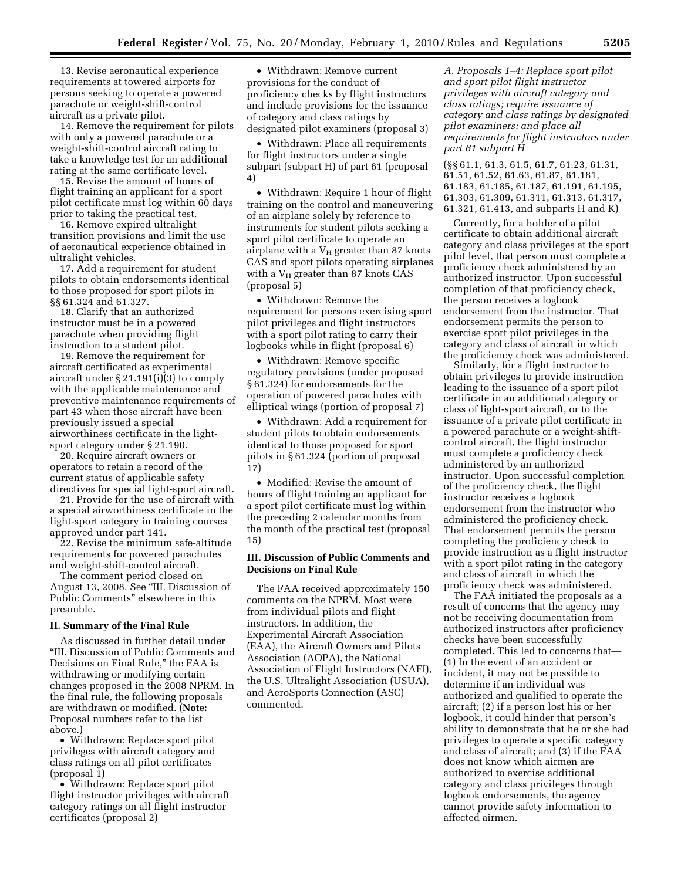13. Revise aeronautical experience requirements at towered airports for persons seeking to operate a powered parachute or weight-shift-control aircraft as a private pilot.

14. Remove the requirement for pilots with only a powered parachute or a weight-shift-control aircraft rating to take a knowledge test for an additional rating at the same certificate level.

15. Revise the amount of hours of flight training an applicant for a sport pilot certificate must log within 60 days prior to taking the practical test.

16. Remove expired ultralight transition provisions and limit the use of aeronautical experience obtained in ultralight vehicles.

17. Add a requirement for student pilots to obtain endorsements identical to those proposed for sport pilots in §§ 61.324 and 61.327.

18. Clarify that an authorized instructor must be in a powered parachute when providing flight instruction to a student pilot.

19. Remove the requirement for aircraft certificated as experimental aircraft under § 21.191(i)(3) to comply with the applicable maintenance and preventive maintenance requirements of part 43 when those aircraft have been previously issued a special airworthiness certificate in the light-sport category under § 21.190.

20. Require aircraft owners or operators to retain a record of the current status of applicable safety directives for special light-sport aircraft.

21. Provide for the use of aircraft with a special airworthiness certificate in the light-sport category in training courses approved under part 141.

22. Revise the minimum safe-altitude requirements for powered parachutes and weight-shift-control aircraft.

The comment period closed on August 13, 2008. See "III. Discussion of Public Comments" elsewhere in this preamble.

## II. Summary of the Final Rule

As discussed in further detail under "III. Discussion of Public Comments and Decisions on Final Rule," the FAA is withdrawing or modifying certain changes proposed in the 2008 NPRM. In the final rule, the following proposals are withdrawn or modified. (**Note:** Proposal numbers refer to the list above.)

- Withdrawn: Replace sport pilot privileges with aircraft category and class ratings on all pilot certificates (proposal 1)
- Withdrawn: Replace sport pilot flight instructor privileges with aircraft category ratings on all flight instructor certificates (proposal 2)
- Withdrawn: Remove current provisions for the conduct of proficiency checks by flight instructors and include provisions for the issuance of category and class ratings by designated pilot examiners (proposal 3)
- Withdrawn: Place all requirements for flight instructors under a single subpart (subpart H) of part 61 (proposal 4)
- Withdrawn: Require 1 hour of flight training on the control and maneuvering of an airplane solely by reference to instruments for student pilots seeking a sport pilot certificate to operate an airplane with a $V_H$ greater than 87 knots CAS and sport pilots operating airplanes with a $V_H$ greater than 87 knots CAS (proposal 5)
- Withdrawn: Remove the requirement for persons exercising sport pilot privileges and flight instructors with a sport pilot rating to carry their logbooks while in flight (proposal 6)
- Withdrawn: Remove specific regulatory provisions (under proposed § 61.324) for endorsements for the operation of powered parachutes with elliptical wings (portion of proposal 7)
- Withdrawn: Add a requirement for student pilots to obtain endorsements identical to those proposed for sport pilots in § 61.324 (portion of proposal 17)
- Modified: Revise the amount of hours of flight training an applicant for a sport pilot certificate must log within the preceding 2 calendar months from the month of the practical test (proposal 15)

## III. Discussion of Public Comments and Decisions on Final Rule

The FAA received approximately 150 comments on the NPRM. Most were from individual pilots and flight instructors. In addition, the Experimental Aircraft Association (EAA), the Aircraft Owners and Pilots Association (AOPA), the National Association of Flight Instructors (NAFI), the U.S. Ultralight Association (USUA), and AeroSports Connection (ASC) commented.

### *A. Proposals 1–4: Replace sport pilot and sport pilot flight instructor privileges with aircraft category and class ratings; require issuance of category and class ratings by designated pilot examiners; and place all requirements for flight instructors under part 61 subpart H*

(§§ 61.1, 61.3, 61.5, 61.7, 61.23, 61.31, 61.51, 61.52, 61.63, 61.87, 61.181, 61.183, 61.185, 61.187, 61.191, 61.195, 61.303, 61.309, 61.311, 61.313, 61.317, 61.321, 61.413, and subparts H and K)

Currently, for a holder of a pilot certificate to obtain additional aircraft category and class privileges at the sport pilot level, that person must complete a proficiency check administered by an authorized instructor. Upon successful completion of that proficiency check, the person receives a logbook endorsement from the instructor. That endorsement permits the person to exercise sport pilot privileges in the category and class of aircraft in which the proficiency check was administered.

Similarly, for a flight instructor to obtain privileges to provide instruction leading to the issuance of a sport pilot certificate in an additional category or class of light-sport aircraft, or to the issuance of a private pilot certificate in a powered parachute or a weight-shift-control aircraft, the flight instructor must complete a proficiency check administered by an authorized instructor. Upon successful completion of the proficiency check, the flight instructor receives a logbook endorsement from the instructor who administered the proficiency check. That endorsement permits the person completing the proficiency check to provide instruction as a flight instructor with a sport pilot rating in the category and class of aircraft in which the proficiency check was administered.

The FAA initiated the proposals as a result of concerns that the agency may not be receiving documentation from authorized instructors after proficiency checks have been successfully completed. This led to concerns that—(1) In the event of an accident or incident, it may not be possible to determine if an individual was authorized and qualified to operate the aircraft; (2) if a person lost his or her logbook, it could hinder that person's ability to demonstrate that he or she had privileges to operate a specific category and class of aircraft; and (3) if the FAA does not know which airmen are authorized to exercise additional category and class privileges through logbook endorsements, the agency cannot provide safety information to affected airmen.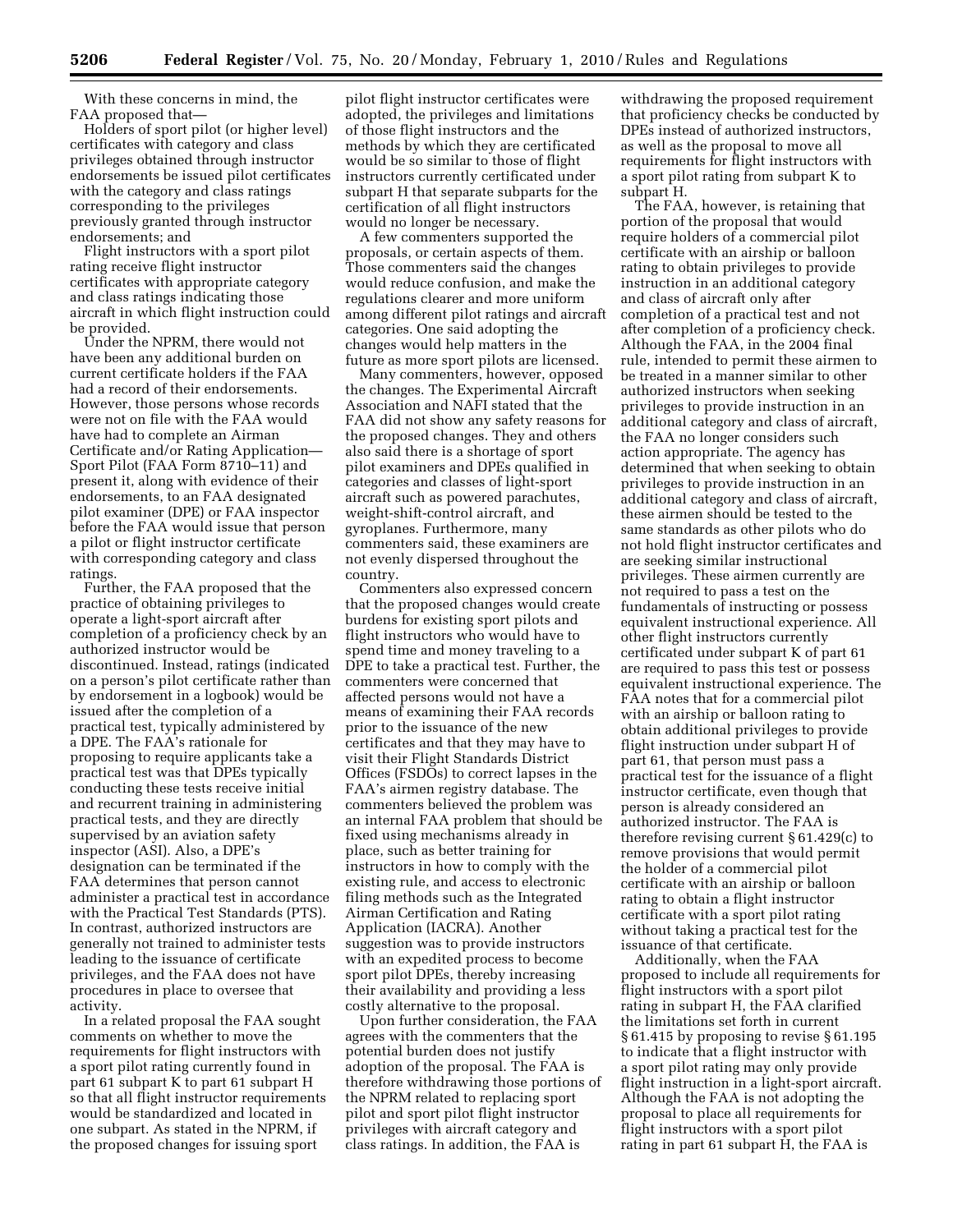With these concerns in mind, the FAA proposed that—

Holders of sport pilot (or higher level) certificates with category and class privileges obtained through instructor endorsements be issued pilot certificates with the category and class ratings corresponding to the privileges previously granted through instructor endorsements; and

Flight instructors with a sport pilot rating receive flight instructor certificates with appropriate category and class ratings indicating those aircraft in which flight instruction could be provided.

Under the NPRM, there would not have been any additional burden on current certificate holders if the FAA had a record of their endorsements. However, those persons whose records were not on file with the FAA would have had to complete an Airman Certificate and/or Rating Application—Sport Pilot (FAA Form 8710–11) and present it, along with evidence of their endorsements, to an FAA designated pilot examiner (DPE) or FAA inspector before the FAA would issue that person a pilot or flight instructor certificate with corresponding category and class ratings.

Further, the FAA proposed that the practice of obtaining privileges to operate a light-sport aircraft after completion of a proficiency check by an authorized instructor would be discontinued. Instead, ratings (indicated on a person's pilot certificate rather than by endorsement in a logbook) would be issued after the completion of a practical test, typically administered by a DPE. The FAA's rationale for proposing to require applicants take a practical test was that DPEs typically conducting these tests receive initial and recurrent training in administering practical tests, and they are directly supervised by an aviation safety inspector (ASI). Also, a DPE's designation can be terminated if the FAA determines that person cannot administer a practical test in accordance with the Practical Test Standards (PTS). In contrast, authorized instructors are generally not trained to administer tests leading to the issuance of certificate privileges, and the FAA does not have procedures in place to oversee that activity.

In a related proposal the FAA sought comments on whether to move the requirements for flight instructors with a sport pilot rating currently found in part 61 subpart K to part 61 subpart H so that all flight instructor requirements would be standardized and located in one subpart. As stated in the NPRM, if the proposed changes for issuing sport pilot flight instructor certificates were adopted, the privileges and limitations of those flight instructors and the methods by which they are certificated would be so similar to those of flight instructors currently certificated under subpart H that separate subparts for the certification of all flight instructors would no longer be necessary.

A few commenters supported the proposals, or certain aspects of them. Those commenters said the changes would reduce confusion, and make the regulations clearer and more uniform among different pilot ratings and aircraft categories. One said adopting the changes would help matters in the future as more sport pilots are licensed.

Many commenters, however, opposed the changes. The Experimental Aircraft Association and NAFI stated that the FAA did not show any safety reasons for the proposed changes. They and others also said there is a shortage of sport pilot examiners and DPEs qualified in categories and classes of light-sport aircraft such as powered parachutes, weight-shift-control aircraft, and gyroplanes. Furthermore, many commenters said, these examiners are not evenly dispersed throughout the country.

Commenters also expressed concern that the proposed changes would create burdens for existing sport pilots and flight instructors who would have to spend time and money traveling to a DPE to take a practical test. Further, the commenters were concerned that affected persons would not have a means of examining their FAA records prior to the issuance of the new certificates and that they may have to visit their Flight Standards District Offices (FSDOs) to correct lapses in the FAA's airmen registry database. The commenters believed the problem was an internal FAA problem that should be fixed using mechanisms already in place, such as better training for instructors in how to comply with the existing rule, and access to electronic filing methods such as the Integrated Airman Certification and Rating Application (IACRA). Another suggestion was to provide instructors with an expedited process to become sport pilot DPEs, thereby increasing their availability and providing a less costly alternative to the proposal.

Upon further consideration, the FAA agrees with the commenters that the potential burden does not justify adoption of the proposal. The FAA is therefore withdrawing those portions of the NPRM related to replacing sport pilot and sport pilot flight instructor privileges with aircraft category and class ratings. In addition, the FAA is withdrawing the proposed requirement that proficiency checks be conducted by DPEs instead of authorized instructors, as well as the proposal to move all requirements for flight instructors with a sport pilot rating from subpart K to subpart H.

The FAA, however, is retaining that portion of the proposal that would require holders of a commercial pilot certificate with an airship or balloon rating to obtain privileges to provide instruction in an additional category and class of aircraft only after completion of a practical test and not after completion of a proficiency check. Although the FAA, in the 2004 final rule, intended to permit these airmen to be treated in a manner similar to other authorized instructors when seeking privileges to provide instruction in an additional category and class of aircraft, the FAA no longer considers such action appropriate. The agency has determined that when seeking to obtain privileges to provide instruction in an additional category and class of aircraft, these airmen should be tested to the same standards as other pilots who do not hold flight instructor certificates and are seeking similar instructional privileges. These airmen currently are not required to pass a test on the fundamentals of instructing or possess equivalent instructional experience. All other flight instructors currently certificated under subpart K of part 61 are required to pass this test or possess equivalent instructional experience. The FAA notes that for a commercial pilot with an airship or balloon rating to obtain additional privileges to provide flight instruction under subpart H of part 61, that person must pass a practical test for the issuance of a flight instructor certificate, even though that person is already considered an authorized instructor. The FAA is therefore revising current § 61.429(c) to remove provisions that would permit the holder of a commercial pilot certificate with an airship or balloon rating to obtain a flight instructor certificate with a sport pilot rating without taking a practical test for the issuance of that certificate.

Additionally, when the FAA proposed to include all requirements for flight instructors with a sport pilot rating in subpart H, the FAA clarified the limitations set forth in current § 61.415 by proposing to revise § 61.195 to indicate that a flight instructor with a sport pilot rating may only provide flight instruction in a light-sport aircraft. Although the FAA is not adopting the proposal to place all requirements for flight instructors with a sport pilot rating in part 61 subpart H, the FAA is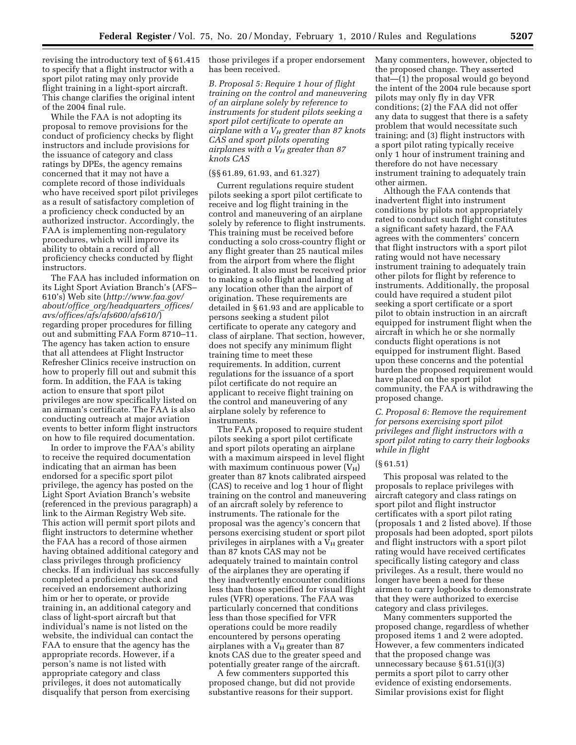revising the introductory text of § 61.415 to specify that a flight instructor with a sport pilot rating may only provide flight training in a light-sport aircraft. This change clarifies the original intent of the 2004 final rule.

While the FAA is not adopting its proposal to remove provisions for the conduct of proficiency checks by flight instructors and include provisions for the issuance of category and class ratings by DPEs, the agency remains concerned that it may not have a complete record of those individuals who have received sport pilot privileges as a result of satisfactory completion of a proficiency check conducted by an authorized instructor. Accordingly, the FAA is implementing non-regulatory procedures, which will improve its ability to obtain a record of all proficiency checks conducted by flight instructors.

The FAA has included information on its Light Sport Aviation Branch's (AFS–610's) Web site (*http://www.faa.gov/about/office_org/headquarters_offices/avs/offices/afs/afs600/afs610/*) regarding proper procedures for filling out and submitting FAA Form 8710–11. The agency has taken action to ensure that all attendees at Flight Instructor Refresher Clinics receive instruction on how to properly fill out and submit this form. In addition, the FAA is taking action to ensure that sport pilot privileges are now specifically listed on an airman's certificate. The FAA is also conducting outreach at major aviation events to better inform flight instructors on how to file required documentation.

In order to improve the FAA's ability to receive the required documentation indicating that an airman has been endorsed for a specific sport pilot privilege, the agency has posted on the Light Sport Aviation Branch's website (referenced in the previous paragraph) a link to the Airman Registry Web site. This action will permit sport pilots and flight instructors to determine whether the FAA has a record of those airmen having obtained additional category and class privileges through proficiency checks. If an individual has successfully completed a proficiency check and received an endorsement authorizing him or her to operate, or provide training in, an additional category and class of light-sport aircraft but that individual's name is not listed on the website, the individual can contact the FAA to ensure that the agency has the appropriate records. However, if a person's name is not listed with appropriate category and class privileges, it does not automatically disqualify that person from exercising those privileges if a proper endorsement has been received.

### *B. Proposal 5: Require 1 hour of flight training on the control and maneuvering of an airplane solely by reference to instruments for student pilots seeking a sport pilot certificate to operate an airplane with a $V_H$ greater than 87 knots CAS and sport pilots operating airplanes with a $V_H$ greater than 87 knots CAS*

(§§ 61.89, 61.93, and 61.327)

Current regulations require student pilots seeking a sport pilot certificate to receive and log flight training in the control and maneuvering of an airplane solely by reference to flight instruments. This training must be received before conducting a solo cross-country flight or any flight greater than 25 nautical miles from the airport from where the flight originated. It also must be received prior to making a solo flight and landing at any location other than the airport of origination. These requirements are detailed in § 61.93 and are applicable to persons seeking a student pilot certificate to operate any category and class of airplane. That section, however, does not specify any minimum flight training time to meet these requirements. In addition, current regulations for the issuance of a sport pilot certificate do not require an applicant to receive flight training on the control and maneuvering of any airplane solely by reference to instruments.

The FAA proposed to require student pilots seeking a sport pilot certificate and sport pilots operating an airplane with a maximum airspeed in level flight with maximum continuous power ($V_H$) greater than 87 knots calibrated airspeed (CAS) to receive and log 1 hour of flight training on the control and maneuvering of an aircraft solely by reference to instruments. The rationale for the proposal was the agency's concern that persons exercising student or sport pilot privileges in airplanes with a $V_H$ greater than 87 knots CAS may not be adequately trained to maintain control of the airplanes they are operating if they inadvertently encounter conditions less than those specified for visual flight rules (VFR) operations. The FAA was particularly concerned that conditions less than those specified for VFR operations could be more readily encountered by persons operating airplanes with a $V_H$ greater than 87 knots CAS due to the greater speed and potentially greater range of the aircraft.

A few commenters supported this proposed change, but did not provide substantive reasons for their support. Many commenters, however, objected to the proposed change. They asserted that—(1) the proposal would go beyond the intent of the 2004 rule because sport pilots may only fly in day VFR conditions; (2) the FAA did not offer any data to suggest that there is a safety problem that would necessitate such training; and (3) flight instructors with a sport pilot rating typically receive only 1 hour of instrument training and therefore do not have necessary instrument training to adequately train other airmen.

Although the FAA contends that inadvertent flight into instrument conditions by pilots not appropriately rated to conduct such flight constitutes a significant safety hazard, the FAA agrees with the commenters' concern that flight instructors with a sport pilot rating would not have necessary instrument training to adequately train other pilots for flight by reference to instruments. Additionally, the proposal could have required a student pilot seeking a sport certificate or a sport pilot to obtain instruction in an aircraft equipped for instrument flight when the aircraft in which he or she normally conducts flight operations is not equipped for instrument flight. Based upon these concerns and the potential burden the proposed requirement would have placed on the sport pilot community, the FAA is withdrawing the proposed change.

### *C. Proposal 6: Remove the requirement for persons exercising sport pilot privileges and flight instructors with a sport pilot rating to carry their logbooks while in flight*

(§ 61.51)

This proposal was related to the proposals to replace privileges with aircraft category and class ratings on sport pilot and flight instructor certificates with a sport pilot rating (proposals 1 and 2 listed above). If those proposals had been adopted, sport pilots and flight instructors with a sport pilot rating would have received certificates specifically listing category and class privileges. As a result, there would no longer have been a need for these airmen to carry logbooks to demonstrate that they were authorized to exercise category and class privileges.

Many commenters supported the proposed change, regardless of whether proposed items 1 and 2 were adopted. However, a few commenters indicated that the proposed change was unnecessary because § 61.51(i)(3) permits a sport pilot to carry other evidence of existing endorsements. Similar provisions exist for flight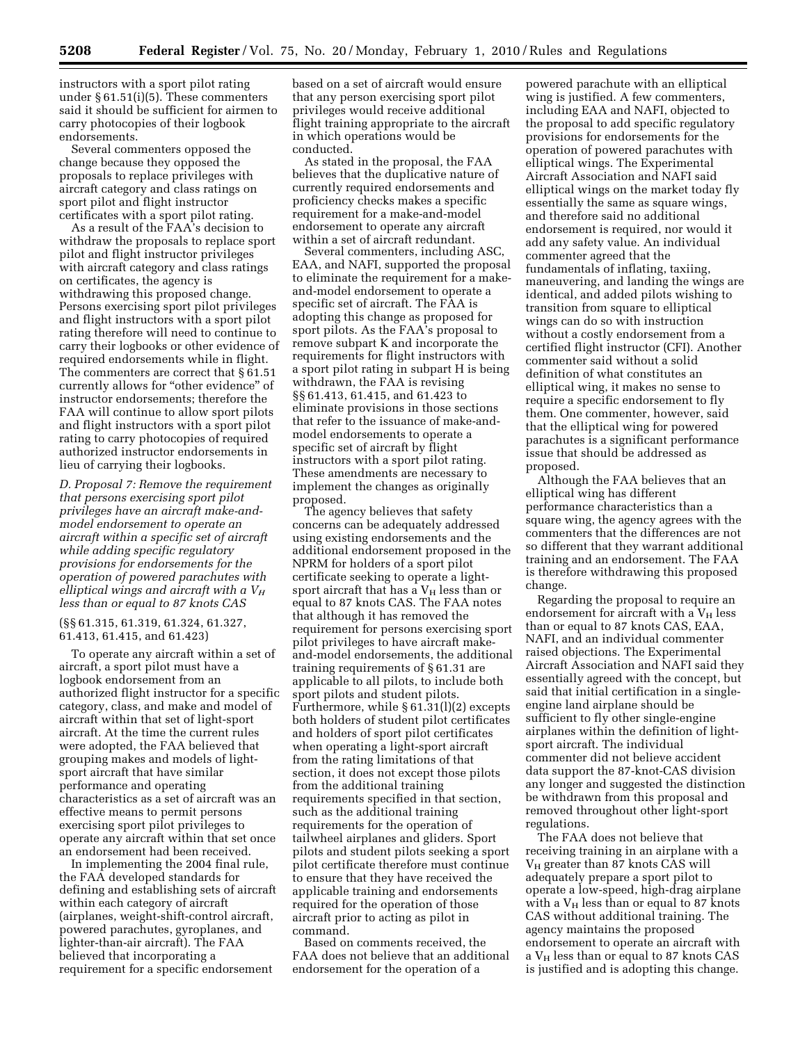instructors with a sport pilot rating under § 61.51(i)(5). These commenters said it should be sufficient for airmen to carry photocopies of their logbook endorsements.

Several commenters opposed the change because they opposed the proposals to replace privileges with aircraft category and class ratings on sport pilot and flight instructor certificates with a sport pilot rating.

As a result of the FAA's decision to withdraw the proposals to replace sport pilot and flight instructor privileges with aircraft category and class ratings on certificates, the agency is withdrawing this proposed change. Persons exercising sport pilot privileges and flight instructors with a sport pilot rating therefore will need to continue to carry their logbooks or other evidence of required endorsements while in flight. The commenters are correct that § 61.51 currently allows for "other evidence" of instructor endorsements; therefore the FAA will continue to allow sport pilots and flight instructors with a sport pilot rating to carry photocopies of required authorized instructor endorsements in lieu of carrying their logbooks.

*D. Proposal 7: Remove the requirement that persons exercising sport pilot privileges have an aircraft make-and-model endorsement to operate an aircraft within a specific set of aircraft while adding specific regulatory provisions for endorsements for the operation of powered parachutes with elliptical wings and aircraft with a $V_H$ less than or equal to 87 knots CAS*

(§§ 61.315, 61.319, 61.324, 61.327, 61.413, 61.415, and 61.423)

To operate any aircraft within a set of aircraft, a sport pilot must have a logbook endorsement from an authorized flight instructor for a specific category, class, and make and model of aircraft within that set of light-sport aircraft. At the time the current rules were adopted, the FAA believed that grouping makes and models of light-sport aircraft that have similar performance and operating characteristics as a set of aircraft was an effective means to permit persons exercising sport pilot privileges to operate any aircraft within that set once an endorsement had been received.

In implementing the 2004 final rule, the FAA developed standards for defining and establishing sets of aircraft within each category of aircraft (airplanes, weight-shift-control aircraft, powered parachutes, gyroplanes, and lighter-than-air aircraft). The FAA believed that incorporating a requirement for a specific endorsement based on a set of aircraft would ensure that any person exercising sport pilot privileges would receive additional flight training appropriate to the aircraft in which operations would be conducted.

As stated in the proposal, the FAA believes that the duplicative nature of currently required endorsements and proficiency checks makes a specific requirement for a make-and-model endorsement to operate any aircraft within a set of aircraft redundant.

Several commenters, including ASC, EAA, and NAFI, supported the proposal to eliminate the requirement for a make-and-model endorsement to operate a specific set of aircraft. The FAA is adopting this change as proposed for sport pilots. As the FAA's proposal to remove subpart K and incorporate the requirements for flight instructors with a sport pilot rating in subpart H is being withdrawn, the FAA is revising §§ 61.413, 61.415, and 61.423 to eliminate provisions in those sections that refer to the issuance of make-and-model endorsements to operate a specific set of aircraft by flight instructors with a sport pilot rating. These amendments are necessary to implement the changes as originally proposed.

The agency believes that safety concerns can be adequately addressed using existing endorsements and the additional endorsement proposed in the NPRM for holders of a sport pilot certificate seeking to operate a light-sport aircraft that has a $V_H$ less than or equal to 87 knots CAS. The FAA notes that although it has removed the requirement for persons exercising sport pilot privileges to have aircraft make-and-model endorsements, the additional training requirements of § 61.31 are applicable to all pilots, to include both sport pilots and student pilots. Furthermore, while § 61.31(l)(2) excepts both holders of student pilot certificates and holders of sport pilot certificates when operating a light-sport aircraft from the rating limitations of that section, it does not except those pilots from the additional training requirements specified in that section, such as the additional training requirements for the operation of tailwheel airplanes and gliders. Sport pilots and student pilots seeking a sport pilot certificate therefore must continue to ensure that they have received the applicable training and endorsements required for the operation of those aircraft prior to acting as pilot in command.

Based on comments received, the FAA does not believe that an additional endorsement for the operation of a powered parachute with an elliptical wing is justified. A few commenters, including EAA and NAFI, objected to the proposal to add specific regulatory provisions for endorsements for the operation of powered parachutes with elliptical wings. The Experimental Aircraft Association and NAFI said elliptical wings on the market today fly essentially the same as square wings, and therefore said no additional endorsement is required, nor would it add any safety value. An individual commenter agreed that the fundamentals of inflating, taxiing, maneuvering, and landing the wings are identical, and added pilots wishing to transition from square to elliptical wings can do so with instruction without a costly endorsement from a certified flight instructor (CFI). Another commenter said without a solid definition of what constitutes an elliptical wing, it makes no sense to require a specific endorsement to fly them. One commenter, however, said that the elliptical wing for powered parachutes is a significant performance issue that should be addressed as proposed.

Although the FAA believes that an elliptical wing has different performance characteristics than a square wing, the agency agrees with the commenters that the differences are not so different that they warrant additional training and an endorsement. The FAA is therefore withdrawing this proposed change.

Regarding the proposal to require an endorsement for aircraft with a $V_H$ less than or equal to 87 knots CAS, EAA, NAFI, and an individual commenter raised objections. The Experimental Aircraft Association and NAFI said they essentially agreed with the concept, but said that initial certification in a single-engine land airplane should be sufficient to fly other single-engine airplanes within the definition of light-sport aircraft. The individual commenter did not believe accident data support the 87-knot-CAS division any longer and suggested the distinction be withdrawn from this proposal and removed throughout other light-sport regulations.

The FAA does not believe that receiving training in an airplane with a $V_H$ greater than 87 knots CAS will adequately prepare a sport pilot to operate a low-speed, high-drag airplane with a $V_H$ less than or equal to 87 knots CAS without additional training. The agency maintains the proposed endorsement to operate an aircraft with a $V_H$ less than or equal to 87 knots CAS is justified and is adopting this change.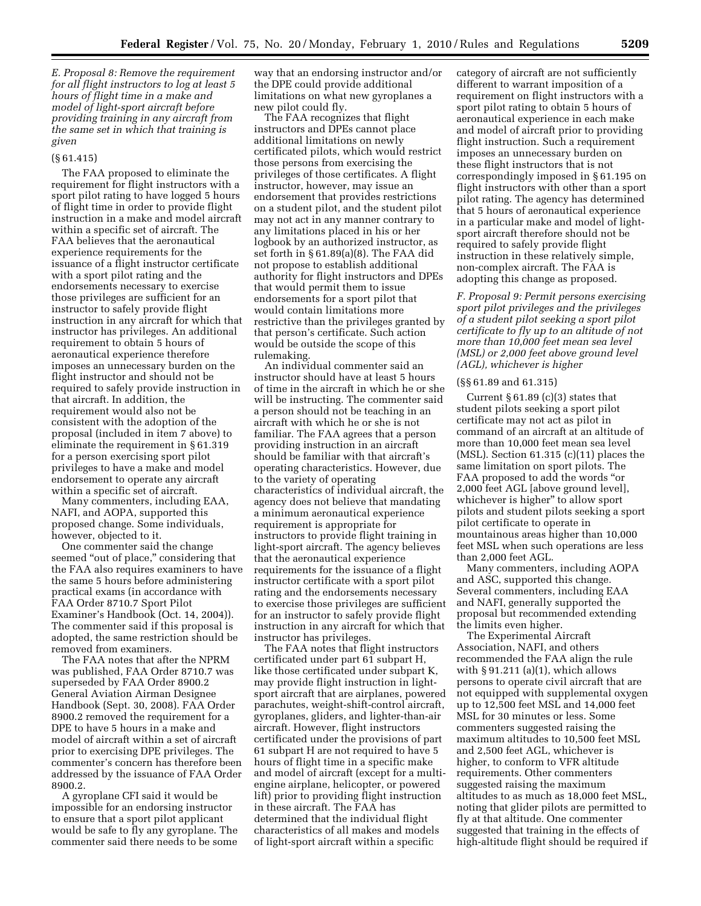*E. Proposal 8: Remove the requirement for all flight instructors to log at least 5 hours of flight time in a make and model of light-sport aircraft before providing training in any aircraft from the same set in which that training is given*

(§ 61.415)

The FAA proposed to eliminate the requirement for flight instructors with a sport pilot rating to have logged 5 hours of flight time in order to provide flight instruction in a make and model aircraft within a specific set of aircraft. The FAA believes that the aeronautical experience requirements for the issuance of a flight instructor certificate with a sport pilot rating and the endorsements necessary to exercise those privileges are sufficient for an instructor to safely provide flight instruction in any aircraft for which that instructor has privileges. An additional requirement to obtain 5 hours of aeronautical experience therefore imposes an unnecessary burden on the flight instructor and should not be required to safely provide instruction in that aircraft. In addition, the requirement would also not be consistent with the adoption of the proposal (included in item 7 above) to eliminate the requirement in § 61.319 for a person exercising sport pilot privileges to have a make and model endorsement to operate any aircraft within a specific set of aircraft.

Many commenters, including EAA, NAFI, and AOPA, supported this proposed change. Some individuals, however, objected to it.

One commenter said the change seemed "out of place," considering that the FAA also requires examiners to have the same 5 hours before administering practical exams (in accordance with FAA Order 8710.7 Sport Pilot Examiner's Handbook (Oct. 14, 2004)). The commenter said if this proposal is adopted, the same restriction should be removed from examiners.

The FAA notes that after the NPRM was published, FAA Order 8710.7 was superseded by FAA Order 8900.2 General Aviation Airman Designee Handbook (Sept. 30, 2008). FAA Order 8900.2 removed the requirement for a DPE to have 5 hours in a make and model of aircraft within a set of aircraft prior to exercising DPE privileges. The commenter's concern has therefore been addressed by the issuance of FAA Order 8900.2.

A gyroplane CFI said it would be impossible for an endorsing instructor to ensure that a sport pilot applicant would be safe to fly any gyroplane. The commenter said there needs to be some way that an endorsing instructor and/or the DPE could provide additional limitations on what new gyroplanes a new pilot could fly.

The FAA recognizes that flight instructors and DPEs cannot place additional limitations on newly certificated pilots, which would restrict those persons from exercising the privileges of those certificates. A flight instructor, however, may issue an endorsement that provides restrictions on a student pilot, and the student pilot may not act in any manner contrary to any limitations placed in his or her logbook by an authorized instructor, as set forth in § 61.89(a)(8). The FAA did not propose to establish additional authority for flight instructors and DPEs that would permit them to issue endorsements for a sport pilot that would contain limitations more restrictive than the privileges granted by that person's certificate. Such action would be outside the scope of this rulemaking.

An individual commenter said an instructor should have at least 5 hours of time in the aircraft in which he or she will be instructing. The commenter said a person should not be teaching in an aircraft with which he or she is not familiar. The FAA agrees that a person providing instruction in an aircraft should be familiar with that aircraft's operating characteristics. However, due to the variety of operating characteristics of individual aircraft, the agency does not believe that mandating a minimum aeronautical experience requirement is appropriate for instructors to provide flight training in light-sport aircraft. The agency believes that the aeronautical experience requirements for the issuance of a flight instructor certificate with a sport pilot rating and the endorsements necessary to exercise those privileges are sufficient for an instructor to safely provide flight instruction in any aircraft for which that instructor has privileges.

The FAA notes that flight instructors certificated under part 61 subpart H, like those certificated under subpart K, may provide flight instruction in light-sport aircraft that are airplanes, powered parachutes, weight-shift-control aircraft, gyroplanes, gliders, and lighter-than-air aircraft. However, flight instructors certificated under the provisions of part 61 subpart H are not required to have 5 hours of flight time in a specific make and model of aircraft (except for a multi-engine airplane, helicopter, or powered lift) prior to providing flight instruction in these aircraft. The FAA has determined that the individual flight characteristics of all makes and models of light-sport aircraft within a specific category of aircraft are not sufficiently different to warrant imposition of a requirement on flight instructors with a sport pilot rating to obtain 5 hours of aeronautical experience in each make and model of aircraft prior to providing flight instruction. Such a requirement imposes an unnecessary burden on these flight instructors that is not correspondingly imposed in § 61.195 on flight instructors with other than a sport pilot rating. The agency has determined that 5 hours of aeronautical experience in a particular make and model of light-sport aircraft therefore should not be required to safely provide flight instruction in these relatively simple, non-complex aircraft. The FAA is adopting this change as proposed.

*F. Proposal 9: Permit persons exercising sport pilot privileges and the privileges of a student pilot seeking a sport pilot certificate to fly up to an altitude of not more than 10,000 feet mean sea level (MSL) or 2,000 feet above ground level (AGL), whichever is higher*

(§§ 61.89 and 61.315)

Current § 61.89 (c)(3) states that student pilots seeking a sport pilot certificate may not act as pilot in command of an aircraft at an altitude of more than 10,000 feet mean sea level (MSL). Section 61.315 (c)(11) places the same limitation on sport pilots. The FAA proposed to add the words "or 2,000 feet AGL [above ground level], whichever is higher" to allow sport pilots and student pilots seeking a sport pilot certificate to operate in mountainous areas higher than 10,000 feet MSL when such operations are less than 2,000 feet AGL.

Many commenters, including AOPA and ASC, supported this change. Several commenters, including EAA and NAFI, generally supported the proposal but recommended extending the limits even higher.

The Experimental Aircraft Association, NAFI, and others recommended the FAA align the rule with § 91.211 (a)(1), which allows persons to operate civil aircraft that are not equipped with supplemental oxygen up to 12,500 feet MSL and 14,000 feet MSL for 30 minutes or less. Some commenters suggested raising the maximum altitudes to 10,500 feet MSL and 2,500 feet AGL, whichever is higher, to conform to VFR altitude requirements. Other commenters suggested raising the maximum altitudes to as much as 18,000 feet MSL, noting that glider pilots are permitted to fly at that altitude. One commenter suggested that training in the effects of high-altitude flight should be required if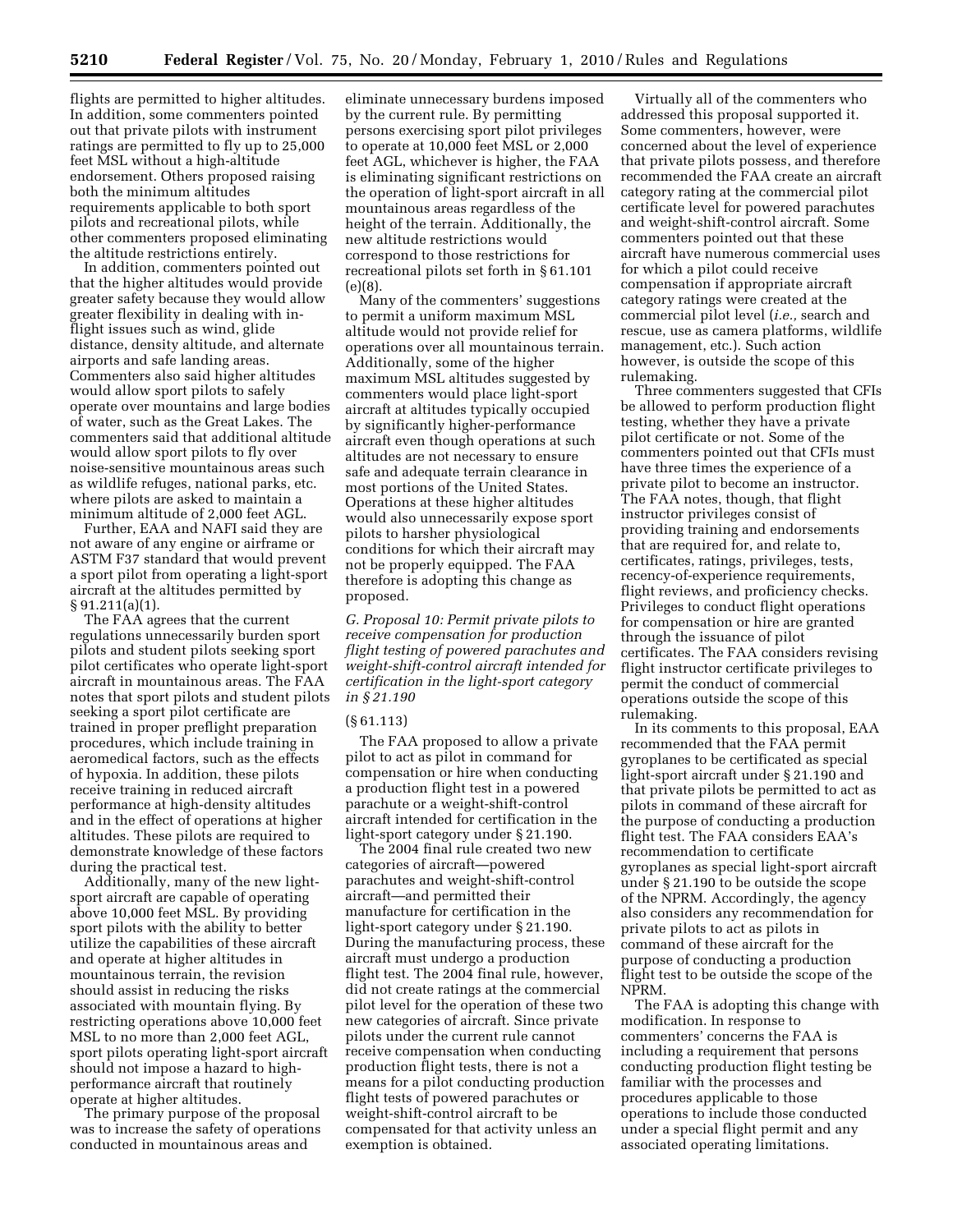flights are permitted to higher altitudes. In addition, some commenters pointed out that private pilots with instrument ratings are permitted to fly up to 25,000 feet MSL without a high-altitude endorsement. Others proposed raising both the minimum altitudes requirements applicable to both sport pilots and recreational pilots, while other commenters proposed eliminating the altitude restrictions entirely.

In addition, commenters pointed out that the higher altitudes would provide greater safety because they would allow greater flexibility in dealing with in-flight issues such as wind, glide distance, density altitude, and alternate airports and safe landing areas. Commenters also said higher altitudes would allow sport pilots to safely operate over mountains and large bodies of water, such as the Great Lakes. The commenters said that additional altitude would allow sport pilots to fly over noise-sensitive mountainous areas such as wildlife refuges, national parks, etc. where pilots are asked to maintain a minimum altitude of 2,000 feet AGL.

Further, EAA and NAFI said they are not aware of any engine or airframe or ASTM F37 standard that would prevent a sport pilot from operating a light-sport aircraft at the altitudes permitted by § 91.211(a)(1).

The FAA agrees that the current regulations unnecessarily burden sport pilots and student pilots seeking sport pilot certificates who operate light-sport aircraft in mountainous areas. The FAA notes that sport pilots and student pilots seeking a sport pilot certificate are trained in proper preflight preparation procedures, which include training in aeromedical factors, such as the effects of hypoxia. In addition, these pilots receive training in reduced aircraft performance at high-density altitudes and in the effect of operations at higher altitudes. These pilots are required to demonstrate knowledge of these factors during the practical test.

Additionally, many of the new light-sport aircraft are capable of operating above 10,000 feet MSL. By providing sport pilots with the ability to better utilize the capabilities of these aircraft and operate at higher altitudes in mountainous terrain, the revision should assist in reducing the risks associated with mountain flying. By restricting operations above 10,000 feet MSL to no more than 2,000 feet AGL, sport pilots operating light-sport aircraft should not impose a hazard to high-performance aircraft that routinely operate at higher altitudes.

The primary purpose of the proposal was to increase the safety of operations conducted in mountainous areas and eliminate unnecessary burdens imposed by the current rule. By permitting persons exercising sport pilot privileges to operate at 10,000 feet MSL or 2,000 feet AGL, whichever is higher, the FAA is eliminating significant restrictions on the operation of light-sport aircraft in all mountainous areas regardless of the height of the terrain. Additionally, the new altitude restrictions would correspond to those restrictions for recreational pilots set forth in § 61.101 (e)(8).

Many of the commenters' suggestions to permit a uniform maximum MSL altitude would not provide relief for operations over all mountainous terrain. Additionally, some of the higher maximum MSL altitudes suggested by commenters would place light-sport aircraft at altitudes typically occupied by significantly higher-performance aircraft even though operations at such altitudes are not necessary to ensure safe and adequate terrain clearance in most portions of the United States. Operations at these higher altitudes would also unnecessarily expose sport pilots to harsher physiological conditions for which their aircraft may not be properly equipped. The FAA therefore is adopting this change as proposed.

*G. Proposal 10: Permit private pilots to receive compensation for production flight testing of powered parachutes and weight-shift-control aircraft intended for certification in the light-sport category in § 21.190*

(§ 61.113)

The FAA proposed to allow a private pilot to act as pilot in command for compensation or hire when conducting a production flight test in a powered parachute or a weight-shift-control aircraft intended for certification in the light-sport category under § 21.190.

The 2004 final rule created two new categories of aircraft—powered parachutes and weight-shift-control aircraft—and permitted their manufacture for certification in the light-sport category under § 21.190. During the manufacturing process, these aircraft must undergo a production flight test. The 2004 final rule, however, did not create ratings at the commercial pilot level for the operation of these two new categories of aircraft. Since private pilots under the current rule cannot receive compensation when conducting production flight tests, there is not a means for a pilot conducting production flight tests of powered parachutes or weight-shift-control aircraft to be compensated for that activity unless an exemption is obtained.

Virtually all of the commenters who addressed this proposal supported it. Some commenters, however, were concerned about the level of experience that private pilots possess, and therefore recommended the FAA create an aircraft category rating at the commercial pilot certificate level for powered parachutes and weight-shift-control aircraft. Some commenters pointed out that these aircraft have numerous commercial uses for which a pilot could receive compensation if appropriate aircraft category ratings were created at the commercial pilot level (*i.e.,* search and rescue, use as camera platforms, wildlife management, etc.). Such action however, is outside the scope of this rulemaking.

Three commenters suggested that CFIs be allowed to perform production flight testing, whether they have a private pilot certificate or not. Some of the commenters pointed out that CFIs must have three times the experience of a private pilot to become an instructor. The FAA notes, though, that flight instructor privileges consist of providing training and endorsements that are required for, and relate to, certificates, ratings, privileges, tests, recency-of-experience requirements, flight reviews, and proficiency checks. Privileges to conduct flight operations for compensation or hire are granted through the issuance of pilot certificates. The FAA considers revising flight instructor certificate privileges to permit the conduct of commercial operations outside the scope of this rulemaking.

In its comments to this proposal, EAA recommended that the FAA permit gyroplanes to be certificated as special light-sport aircraft under § 21.190 and that private pilots be permitted to act as pilots in command of these aircraft for the purpose of conducting a production flight test. The FAA considers EAA's recommendation to certificate gyroplanes as special light-sport aircraft under § 21.190 to be outside the scope of the NPRM. Accordingly, the agency also considers any recommendation for private pilots to act as pilots in command of these aircraft for the purpose of conducting a production flight test to be outside the scope of the NPRM.

The FAA is adopting this change with modification. In response to commenters' concerns the FAA is including a requirement that persons conducting production flight testing be familiar with the processes and procedures applicable to those operations to include those conducted under a special flight permit and any associated operating limitations.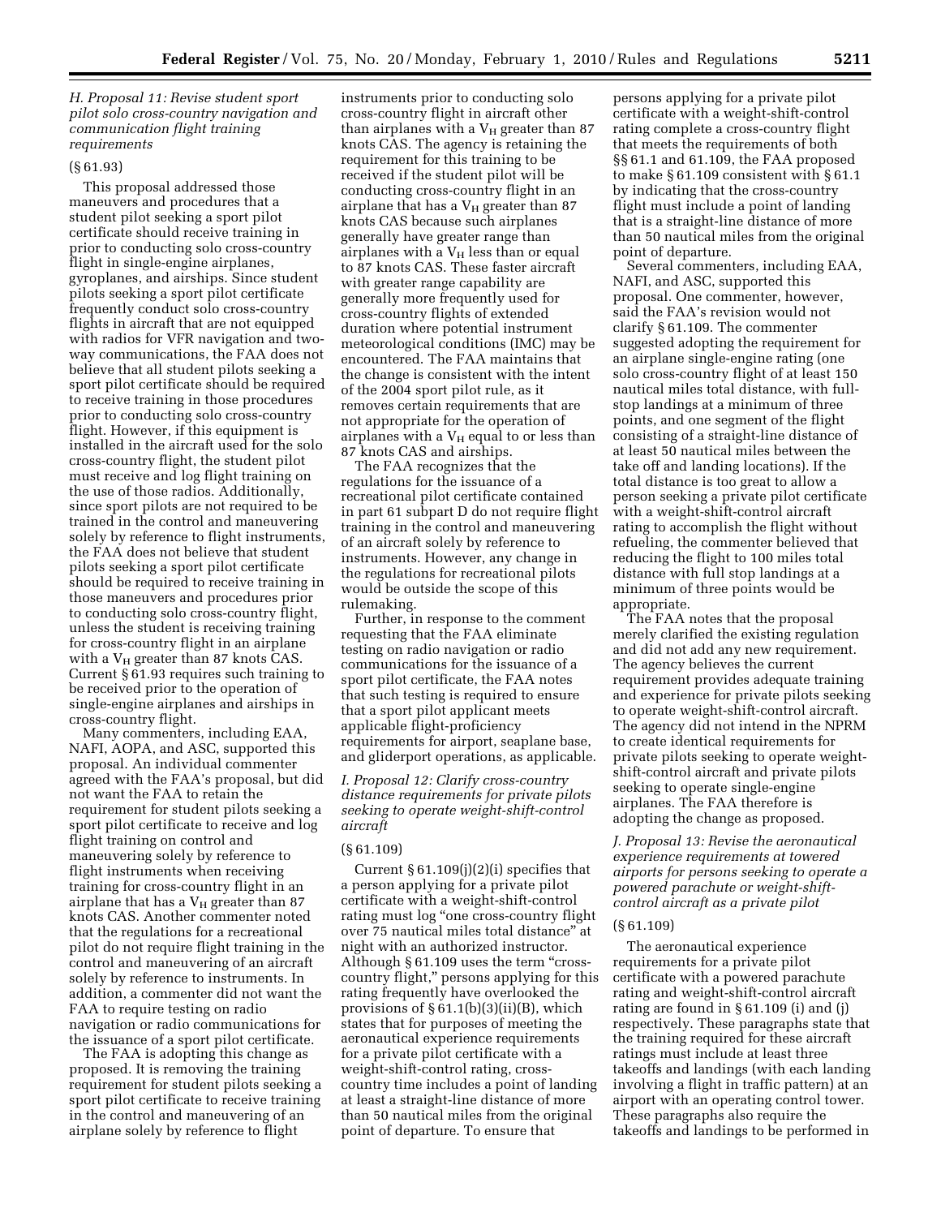### H. Proposal 11: Revise student sport pilot solo cross-country navigation and communication flight training requirements

(§ 61.93)

This proposal addressed those maneuvers and procedures that a student pilot seeking a sport pilot certificate should receive training in prior to conducting solo cross-country flight in single-engine airplanes, gyroplanes, and airships. Since student pilots seeking a sport pilot certificate frequently conduct solo cross-country flights in aircraft that are not equipped with radios for VFR navigation and two-way communications, the FAA does not believe that all student pilots seeking a sport pilot certificate should be required to receive training in those procedures prior to conducting solo cross-country flight. However, if this equipment is installed in the aircraft used for the solo cross-country flight, the student pilot must receive and log flight training on the use of those radios. Additionally, since sport pilots are not required to be trained in the control and maneuvering solely by reference to flight instruments, the FAA does not believe that student pilots seeking a sport pilot certificate should be required to receive training in those maneuvers and procedures prior to conducting solo cross-country flight, unless the student is receiving training for cross-country flight in an airplane with a $V_H$ greater than 87 knots CAS. Current § 61.93 requires such training to be received prior to the operation of single-engine airplanes and airships in cross-country flight.

Many commenters, including EAA, NAFI, AOPA, and ASC, supported this proposal. An individual commenter agreed with the FAA's proposal, but did not want the FAA to retain the requirement for student pilots seeking a sport pilot certificate to receive and log flight training on control and maneuvering solely by reference to flight instruments when receiving training for cross-country flight in an airplane that has a $V_H$ greater than 87 knots CAS. Another commenter noted that the regulations for a recreational pilot do not require flight training in the control and maneuvering of an aircraft solely by reference to instruments. In addition, a commenter did not want the FAA to require testing on radio navigation or radio communications for the issuance of a sport pilot certificate.

The FAA is adopting this change as proposed. It is removing the training requirement for student pilots seeking a sport pilot certificate to receive training in the control and maneuvering of an airplane solely by reference to flight instruments prior to conducting solo cross-country flight in aircraft other than airplanes with a $V_H$ greater than 87 knots CAS. The agency is retaining the requirement for this training to be received if the student pilot will be conducting cross-country flight in an airplane that has a $V_H$ greater than 87 knots CAS because such airplanes generally have greater range than airplanes with a $V_H$ less than or equal to 87 knots CAS. These faster aircraft with greater range capability are generally more frequently used for cross-country flights of extended duration where potential instrument meteorological conditions (IMC) may be encountered. The FAA maintains that the change is consistent with the intent of the 2004 sport pilot rule, as it removes certain requirements that are not appropriate for the operation of airplanes with a $V_H$ equal to or less than 87 knots CAS and airships.

The FAA recognizes that the regulations for the issuance of a recreational pilot certificate contained in part 61 subpart D do not require flight training in the control and maneuvering of an aircraft solely by reference to instruments. However, any change in the regulations for recreational pilots would be outside the scope of this rulemaking.

Further, in response to the comment requesting that the FAA eliminate testing on radio navigation or radio communications for the issuance of a sport pilot certificate, the FAA notes that such testing is required to ensure that a sport pilot applicant meets applicable flight-proficiency requirements for airport, seaplane base, and gliderport operations, as applicable.

### I. Proposal 12: Clarify cross-country distance requirements for private pilots seeking to operate weight-shift-control aircraft

(§ 61.109)

Current § 61.109(j)(2)(i) specifies that a person applying for a private pilot certificate with a weight-shift-control rating must log "one cross-country flight over 75 nautical miles total distance" at night with an authorized instructor. Although § 61.109 uses the term "cross-country flight," persons applying for this rating frequently have overlooked the provisions of § 61.1(b)(3)(ii)(B), which states that for purposes of meeting the aeronautical experience requirements for a private pilot certificate with a weight-shift-control rating, cross-country time includes a point of landing at least a straight-line distance of more than 50 nautical miles from the original point of departure. To ensure that persons applying for a private pilot certificate with a weight-shift-control rating complete a cross-country flight that meets the requirements of both §§ 61.1 and 61.109, the FAA proposed to make § 61.109 consistent with § 61.1 by indicating that the cross-country flight must include a point of landing that is a straight-line distance of more than 50 nautical miles from the original point of departure.

Several commenters, including EAA, NAFI, and ASC, supported this proposal. One commenter, however, said the FAA's revision would not clarify § 61.109. The commenter suggested adopting the requirement for an airplane single-engine rating (one solo cross-country flight of at least 150 nautical miles total distance, with full-stop landings at a minimum of three points, and one segment of the flight consisting of a straight-line distance of at least 50 nautical miles between the take off and landing locations). If the total distance is too great to allow a person seeking a private pilot certificate with a weight-shift-control aircraft rating to accomplish the flight without refueling, the commenter believed that reducing the flight to 100 miles total distance with full stop landings at a minimum of three points would be appropriate.

The FAA notes that the proposal merely clarified the existing regulation and did not add any new requirement. The agency believes the current requirement provides adequate training and experience for private pilots seeking to operate weight-shift-control aircraft. The agency did not intend in the NPRM to create identical requirements for private pilots seeking to operate weight-shift-control aircraft and private pilots seeking to operate single-engine airplanes. The FAA therefore is adopting the change as proposed.

### J. Proposal 13: Revise the aeronautical experience requirements at towered airports for persons seeking to operate a powered parachute or weight-shift-control aircraft as a private pilot

(§ 61.109)

The aeronautical experience requirements for a private pilot certificate with a powered parachute rating and weight-shift-control aircraft rating are found in § 61.109 (i) and (j) respectively. These paragraphs state that the training required for these aircraft ratings must include at least three takeoffs and landings (with each landing involving a flight in traffic pattern) at an airport with an operating control tower. These paragraphs also require the takeoffs and landings to be performed in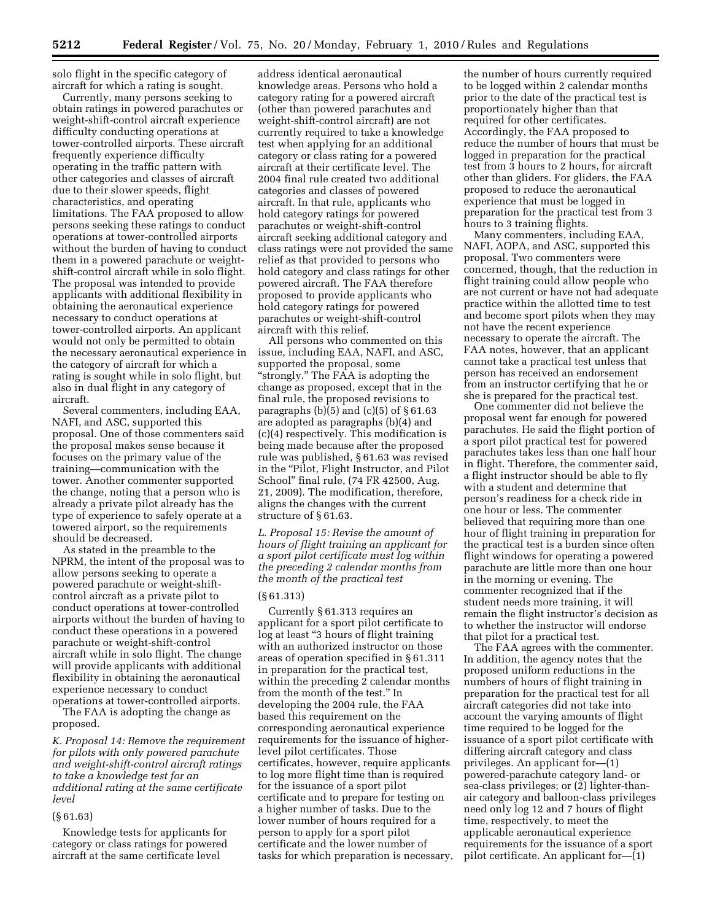solo flight in the specific category of aircraft for which a rating is sought.

Currently, many persons seeking to obtain ratings in powered parachutes or weight-shift-control aircraft experience difficulty conducting operations at tower-controlled airports. These aircraft frequently experience difficulty operating in the traffic pattern with other categories and classes of aircraft due to their slower speeds, flight characteristics, and operating limitations. The FAA proposed to allow persons seeking these ratings to conduct operations at tower-controlled airports without the burden of having to conduct them in a powered parachute or weight-shift-control aircraft while in solo flight. The proposal was intended to provide applicants with additional flexibility in obtaining the aeronautical experience necessary to conduct operations at tower-controlled airports. An applicant would not only be permitted to obtain the necessary aeronautical experience in the category of aircraft for which a rating is sought while in solo flight, but also in dual flight in any category of aircraft.

Several commenters, including EAA, NAFI, and ASC, supported this proposal. One of those commenters said the proposal makes sense because it focuses on the primary value of the training—communication with the tower. Another commenter supported the change, noting that a person who is already a private pilot already has the type of experience to safely operate at a towered airport, so the requirements should be decreased.

As stated in the preamble to the NPRM, the intent of the proposal was to allow persons seeking to operate a powered parachute or weight-shift-control aircraft as a private pilot to conduct operations at tower-controlled airports without the burden of having to conduct these operations in a powered parachute or weight-shift-control aircraft while in solo flight. The change will provide applicants with additional flexibility in obtaining the aeronautical experience necessary to conduct operations at tower-controlled airports.

The FAA is adopting the change as proposed.

*K. Proposal 14: Remove the requirement for pilots with only powered parachute and weight-shift-control aircraft ratings to take a knowledge test for an additional rating at the same certificate level*

(§ 61.63)

Knowledge tests for applicants for category or class ratings for powered aircraft at the same certificate level address identical aeronautical knowledge areas. Persons who hold a category rating for a powered aircraft (other than powered parachutes and weight-shift-control aircraft) are not currently required to take a knowledge test when applying for an additional category or class rating for a powered aircraft at their certificate level. The 2004 final rule created two additional categories and classes of powered aircraft. In that rule, applicants who hold category ratings for powered parachutes or weight-shift-control aircraft seeking additional category and class ratings were not provided the same relief as that provided to persons who hold category and class ratings for other powered aircraft. The FAA therefore proposed to provide applicants who hold category ratings for powered parachutes or weight-shift-control aircraft with this relief.

All persons who commented on this issue, including EAA, NAFI, and ASC, supported the proposal, some "strongly." The FAA is adopting the change as proposed, except that in the final rule, the proposed revisions to paragraphs (b)(5) and (c)(5) of § 61.63 are adopted as paragraphs (b)(4) and (c)(4) respectively. This modification is being made because after the proposed rule was published, § 61.63 was revised in the "Pilot, Flight Instructor, and Pilot School" final rule, (74 FR 42500, Aug. 21, 2009). The modification, therefore, aligns the changes with the current structure of § 61.63.

*L. Proposal 15: Revise the amount of hours of flight training an applicant for a sport pilot certificate must log within the preceding 2 calendar months from the month of the practical test*

(§ 61.313)

Currently § 61.313 requires an applicant for a sport pilot certificate to log at least "3 hours of flight training with an authorized instructor on those areas of operation specified in § 61.311 in preparation for the practical test, within the preceding 2 calendar months from the month of the test." In developing the 2004 rule, the FAA based this requirement on the corresponding aeronautical experience requirements for the issuance of higher-level pilot certificates. Those certificates, however, require applicants to log more flight time than is required for the issuance of a sport pilot certificate and to prepare for testing on a higher number of tasks. Due to the lower number of hours required for a person to apply for a sport pilot certificate and the lower number of tasks for which preparation is necessary, the number of hours currently required to be logged within 2 calendar months prior to the date of the practical test is proportionately higher than that required for other certificates. Accordingly, the FAA proposed to reduce the number of hours that must be logged in preparation for the practical test from 3 hours to 2 hours, for aircraft other than gliders. For gliders, the FAA proposed to reduce the aeronautical experience that must be logged in preparation for the practical test from 3 hours to 3 training flights.

Many commenters, including EAA, NAFI, AOPA, and ASC, supported this proposal. Two commenters were concerned, though, that the reduction in flight training could allow people who are not current or have not had adequate practice within the allotted time to test and become sport pilots when they may not have the recent experience necessary to operate the aircraft. The FAA notes, however, that an applicant cannot take a practical test unless that person has received an endorsement from an instructor certifying that he or she is prepared for the practical test.

One commenter did not believe the proposal went far enough for powered parachutes. He said the flight portion of a sport pilot practical test for powered parachutes takes less than one half hour in flight. Therefore, the commenter said, a flight instructor should be able to fly with a student and determine that person's readiness for a check ride in one hour or less. The commenter believed that requiring more than one hour of flight training in preparation for the practical test is a burden since often flight windows for operating a powered parachute are little more than one hour in the morning or evening. The commenter recognized that if the student needs more training, it will remain the flight instructor's decision as to whether the instructor will endorse that pilot for a practical test.

The FAA agrees with the commenter. In addition, the agency notes that the proposed uniform reductions in the numbers of hours of flight training in preparation for the practical test for all aircraft categories did not take into account the varying amounts of flight time required to be logged for the issuance of a sport pilot certificate with differing aircraft category and class privileges. An applicant for—(1) powered-parachute category land- or sea-class privileges; or (2) lighter-than-air category and balloon-class privileges need only log 12 and 7 hours of flight time, respectively, to meet the applicable aeronautical experience requirements for the issuance of a sport pilot certificate. An applicant for—(1)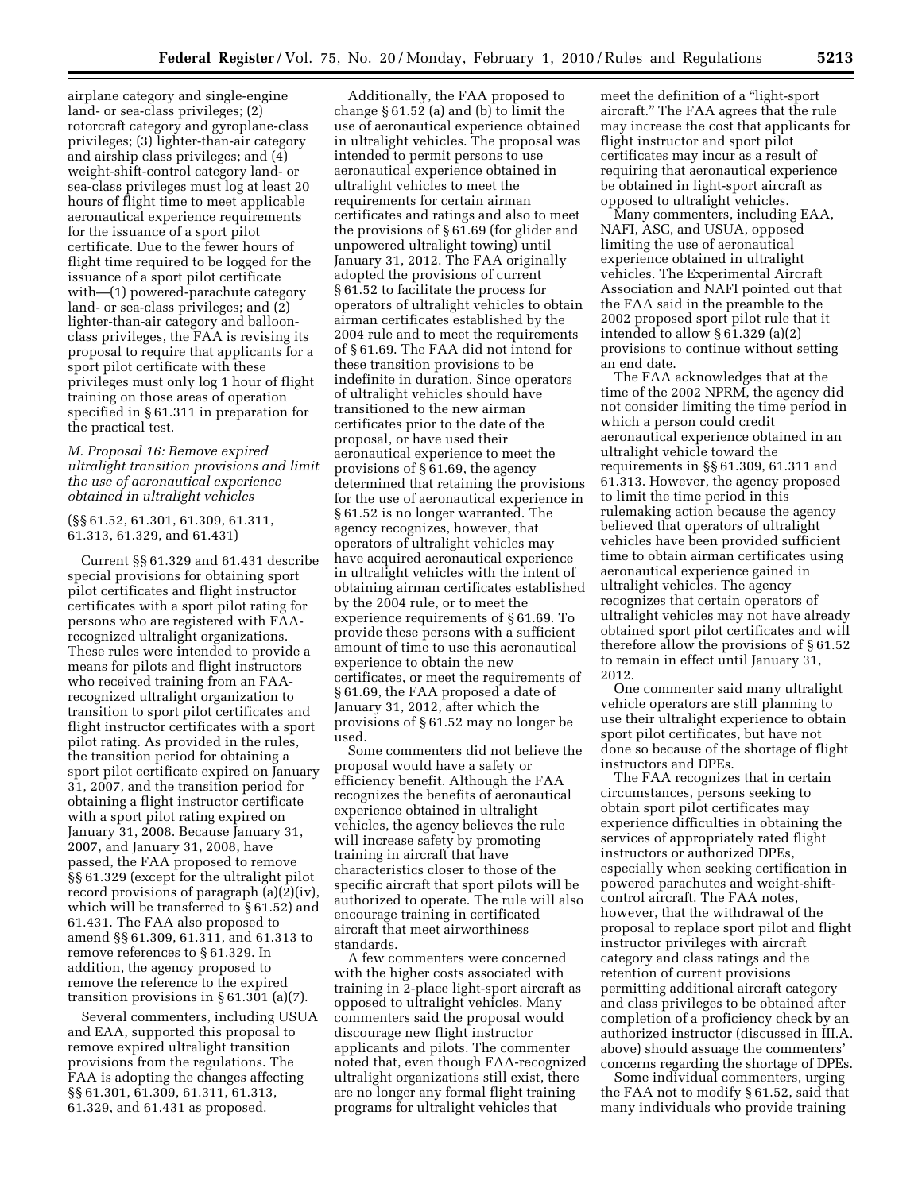airplane category and single-engine land- or sea-class privileges; (2) rotorcraft category and gyroplane-class privileges; (3) lighter-than-air category and airship class privileges; and (4) weight-shift-control category land- or sea-class privileges must log at least 20 hours of flight time to meet applicable aeronautical experience requirements for the issuance of a sport pilot certificate. Due to the fewer hours of flight time required to be logged for the issuance of a sport pilot certificate with—(1) powered-parachute category land- or sea-class privileges; and (2) lighter-than-air category and balloon-class privileges, the FAA is revising its proposal to require that applicants for a sport pilot certificate with these privileges must only log 1 hour of flight training on those areas of operation specified in § 61.311 in preparation for the practical test.

### *M. Proposal 16: Remove expired ultralight transition provisions and limit the use of aeronautical experience obtained in ultralight vehicles*

(§§ 61.52, 61.301, 61.309, 61.311, 61.313, 61.329, and 61.431)

Current §§ 61.329 and 61.431 describe special provisions for obtaining sport pilot certificates and flight instructor certificates with a sport pilot rating for persons who are registered with FAA-recognized ultralight organizations. These rules were intended to provide a means for pilots and flight instructors who received training from an FAA-recognized ultralight organization to transition to sport pilot certificates and flight instructor certificates with a sport pilot rating. As provided in the rules, the transition period for obtaining a sport pilot certificate expired on January 31, 2007, and the transition period for obtaining a flight instructor certificate with a sport pilot rating expired on January 31, 2008. Because January 31, 2007, and January 31, 2008, have passed, the FAA proposed to remove §§ 61.329 (except for the ultralight pilot record provisions of paragraph (a)(2)(iv), which will be transferred to § 61.52) and 61.431. The FAA also proposed to amend §§ 61.309, 61.311, and 61.313 to remove references to § 61.329. In addition, the agency proposed to remove the reference to the expired transition provisions in § 61.301 (a)(7).

Several commenters, including USUA and EAA, supported this proposal to remove expired ultralight transition provisions from the regulations. The FAA is adopting the changes affecting §§ 61.301, 61.309, 61.311, 61.313, 61.329, and 61.431 as proposed.

Additionally, the FAA proposed to change § 61.52 (a) and (b) to limit the use of aeronautical experience obtained in ultralight vehicles. The proposal was intended to permit persons to use aeronautical experience obtained in ultralight vehicles to meet the requirements for certain airman certificates and ratings and also to meet the provisions of § 61.69 (for glider and unpowered ultralight towing) until January 31, 2012. The FAA originally adopted the provisions of current § 61.52 to facilitate the process for operators of ultralight vehicles to obtain airman certificates established by the 2004 rule and to meet the requirements of § 61.69. The FAA did not intend for these transition provisions to be indefinite in duration. Since operators of ultralight vehicles should have transitioned to the new airman certificates prior to the date of the proposal, or have used their aeronautical experience to meet the provisions of § 61.69, the agency determined that retaining the provisions for the use of aeronautical experience in § 61.52 is no longer warranted. The agency recognizes, however, that operators of ultralight vehicles may have acquired aeronautical experience in ultralight vehicles with the intent of obtaining airman certificates established by the 2004 rule, or to meet the experience requirements of § 61.69. To provide these persons with a sufficient amount of time to use this aeronautical experience to obtain the new certificates, or meet the requirements of § 61.69, the FAA proposed a date of January 31, 2012, after which the provisions of § 61.52 may no longer be used.

Some commenters did not believe the proposal would have a safety or efficiency benefit. Although the FAA recognizes the benefits of aeronautical experience obtained in ultralight vehicles, the agency believes the rule will increase safety by promoting training in aircraft that have characteristics closer to those of the specific aircraft that sport pilots will be authorized to operate. The rule will also encourage training in certificated aircraft that meet airworthiness standards.

A few commenters were concerned with the higher costs associated with training in 2-place light-sport aircraft as opposed to ultralight vehicles. Many commenters said the proposal would discourage new flight instructor applicants and pilots. The commenter noted that, even though FAA-recognized ultralight organizations still exist, there are no longer any formal flight training programs for ultralight vehicles that meet the definition of a "light-sport aircraft." The FAA agrees that the rule may increase the cost that applicants for flight instructor and sport pilot certificates may incur as a result of requiring that aeronautical experience be obtained in light-sport aircraft as opposed to ultralight vehicles.

Many commenters, including EAA, NAFI, ASC, and USUA, opposed limiting the use of aeronautical experience obtained in ultralight vehicles. The Experimental Aircraft Association and NAFI pointed out that the FAA said in the preamble to the 2002 proposed sport pilot rule that it intended to allow § 61.329 (a)(2) provisions to continue without setting an end date.

The FAA acknowledges that at the time of the 2002 NPRM, the agency did not consider limiting the time period in which a person could credit aeronautical experience obtained in an ultralight vehicle toward the requirements in §§ 61.309, 61.311 and 61.313. However, the agency proposed to limit the time period in this rulemaking action because the agency believed that operators of ultralight vehicles have been provided sufficient time to obtain airman certificates using aeronautical experience gained in ultralight vehicles. The agency recognizes that certain operators of ultralight vehicles may not have already obtained sport pilot certificates and will therefore allow the provisions of § 61.52 to remain in effect until January 31, 2012.

One commenter said many ultralight vehicle operators are still planning to use their ultralight experience to obtain sport pilot certificates, but have not done so because of the shortage of flight instructors and DPEs.

The FAA recognizes that in certain circumstances, persons seeking to obtain sport pilot certificates may experience difficulties in obtaining the services of appropriately rated flight instructors or authorized DPEs, especially when seeking certification in powered parachutes and weight-shift-control aircraft. The FAA notes, however, that the withdrawal of the proposal to replace sport pilot and flight instructor privileges with aircraft category and class ratings and the retention of current provisions permitting additional aircraft category and class privileges to be obtained after completion of a proficiency check by an authorized instructor (discussed in III.A. above) should assuage the commenters' concerns regarding the shortage of DPEs.

Some individual commenters, urging the FAA not to modify § 61.52, said that many individuals who provide training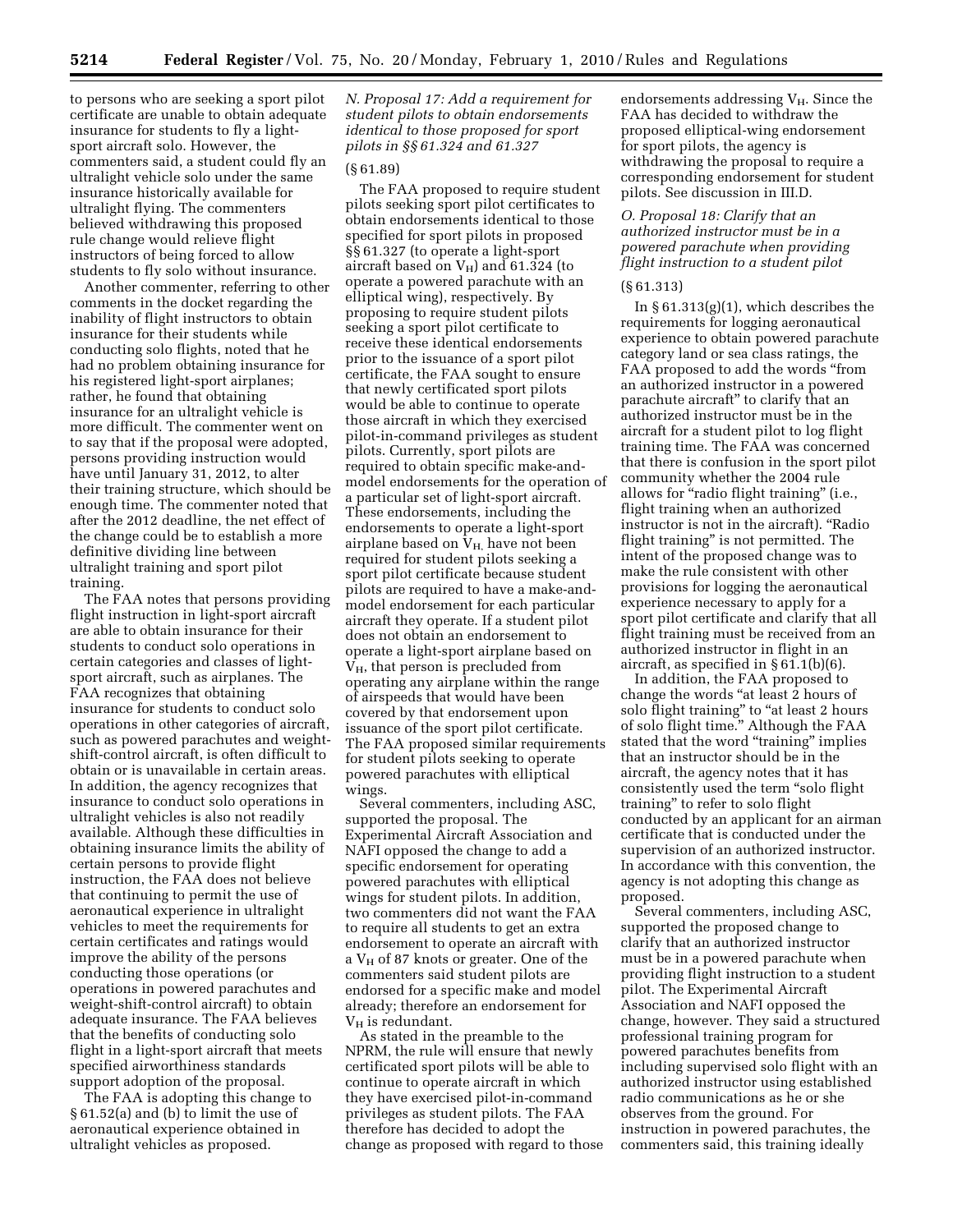to persons who are seeking a sport pilot certificate are unable to obtain adequate insurance for students to fly a light-sport aircraft solo. However, the commenters said, a student could fly an ultralight vehicle solo under the same insurance historically available for ultralight flying. The commenters believed withdrawing this proposed rule change would relieve flight instructors of being forced to allow students to fly solo without insurance.

Another commenter, referring to other comments in the docket regarding the inability of flight instructors to obtain insurance for their students while conducting solo flights, noted that he had no problem obtaining insurance for his registered light-sport airplanes; rather, he found that obtaining insurance for an ultralight vehicle is more difficult. The commenter went on to say that if the proposal were adopted, persons providing instruction would have until January 31, 2012, to alter their training structure, which should be enough time. The commenter noted that after the 2012 deadline, the net effect of the change could be to establish a more definitive dividing line between ultralight training and sport pilot training.

The FAA notes that persons providing flight instruction in light-sport aircraft are able to obtain insurance for their students to conduct solo operations in certain categories and classes of light-sport aircraft, such as airplanes. The FAA recognizes that obtaining insurance for students to conduct solo operations in other categories of aircraft, such as powered parachutes and weight-shift-control aircraft, is often difficult to obtain or is unavailable in certain areas. In addition, the agency recognizes that insurance to conduct solo operations in ultralight vehicles is also not readily available. Although these difficulties in obtaining insurance limits the ability of certain persons to provide flight instruction, the FAA does not believe that continuing to permit the use of aeronautical experience in ultralight vehicles to meet the requirements for certain certificates and ratings would improve the ability of the persons conducting those operations (or operations in powered parachutes and weight-shift-control aircraft) to obtain adequate insurance. The FAA believes that the benefits of conducting solo flight in a light-sport aircraft that meets specified airworthiness standards support adoption of the proposal.

The FAA is adopting this change to § 61.52(a) and (b) to limit the use of aeronautical experience obtained in ultralight vehicles as proposed.

### *N. Proposal 17: Add a requirement for student pilots to obtain endorsements identical to those proposed for sport pilots in §§ 61.324 and 61.327*

(§ 61.89)

The FAA proposed to require student pilots seeking sport pilot certificates to obtain endorsements identical to those specified for sport pilots in proposed §§ 61.327 (to operate a light-sport aircraft based on $V_H$) and 61.324 (to operate a powered parachute with an elliptical wing), respectively. By proposing to require student pilots seeking a sport pilot certificate to receive these identical endorsements prior to the issuance of a sport pilot certificate, the FAA sought to ensure that newly certificated sport pilots would be able to continue to operate those aircraft in which they exercised pilot-in-command privileges as student pilots. Currently, sport pilots are required to obtain specific make-and-model endorsements for the operation of a particular set of light-sport aircraft. These endorsements, including the endorsements to operate a light-sport airplane based on $V_H$, have not been required for student pilots seeking a sport pilot certificate because student pilots are required to have a make-and-model endorsement for each particular aircraft they operate. If a student pilot does not obtain an endorsement to operate a light-sport airplane based on $V_H$, that person is precluded from operating any airplane within the range of airspeeds that would have been covered by that endorsement upon issuance of the sport pilot certificate. The FAA proposed similar requirements for student pilots seeking to operate powered parachutes with elliptical wings.

Several commenters, including ASC, supported the proposal. The Experimental Aircraft Association and NAFI opposed the change to add a specific endorsement for operating powered parachutes with elliptical wings for student pilots. In addition, two commenters did not want the FAA to require all students to get an extra endorsement to operate an aircraft with a $V_H$ of 87 knots or greater. One of the commenters said student pilots are endorsed for a specific make and model already; therefore an endorsement for $V_H$ is redundant.

As stated in the preamble to the NPRM, the rule will ensure that newly certificated sport pilots will be able to continue to operate aircraft in which they have exercised pilot-in-command privileges as student pilots. The FAA therefore has decided to adopt the change as proposed with regard to those endorsements addressing $V_H$. Since the FAA has decided to withdraw the proposed elliptical-wing endorsement for sport pilots, the agency is withdrawing the proposal to require a corresponding endorsement for student pilots. See discussion in III.D.

### *O. Proposal 18: Clarify that an authorized instructor must be in a powered parachute when providing flight instruction to a student pilot*

(§ 61.313)

In § 61.313(g)(1), which describes the requirements for logging aeronautical experience to obtain powered parachute category land or sea class ratings, the FAA proposed to add the words "from an authorized instructor in a powered parachute aircraft" to clarify that an authorized instructor must be in the aircraft for a student pilot to log flight training time. The FAA was concerned that there is confusion in the sport pilot community whether the 2004 rule allows for "radio flight training" (i.e., flight training when an authorized instructor is not in the aircraft). "Radio flight training" is not permitted. The intent of the proposed change was to make the rule consistent with other provisions for logging the aeronautical experience necessary to apply for a sport pilot certificate and clarify that all flight training must be received from an authorized instructor in flight in an aircraft, as specified in § 61.1(b)(6).

In addition, the FAA proposed to change the words "at least 2 hours of solo flight training" to "at least 2 hours of solo flight time." Although the FAA stated that the word "training" implies that an instructor should be in the aircraft, the agency notes that it has consistently used the term "solo flight training" to refer to solo flight conducted by an applicant for an airman certificate that is conducted under the supervision of an authorized instructor. In accordance with this convention, the agency is not adopting this change as proposed.

Several commenters, including ASC, supported the proposed change to clarify that an authorized instructor must be in a powered parachute when providing flight instruction to a student pilot. The Experimental Aircraft Association and NAFI opposed the change, however. They said a structured professional training program for powered parachutes benefits from including supervised solo flight with an authorized instructor using established radio communications as he or she observes from the ground. For instruction in powered parachutes, the commenters said, this training ideally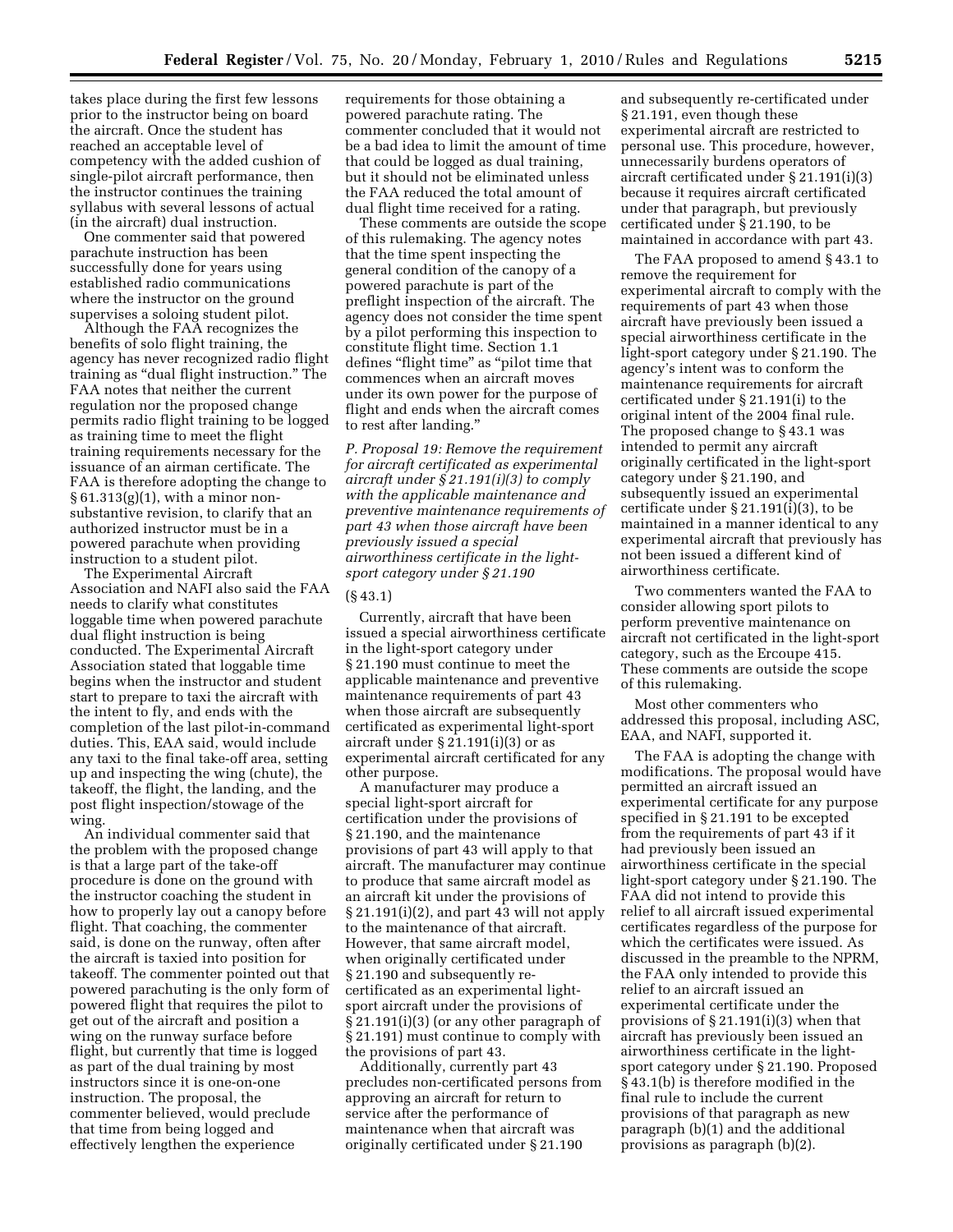takes place during the first few lessons prior to the instructor being on board the aircraft. Once the student has reached an acceptable level of competency with the added cushion of single-pilot aircraft performance, then the instructor continues the training syllabus with several lessons of actual (in the aircraft) dual instruction.

One commenter said that powered parachute instruction has been successfully done for years using established radio communications where the instructor on the ground supervises a soloing student pilot.

Although the FAA recognizes the benefits of solo flight training, the agency has never recognized radio flight training as "dual flight instruction." The FAA notes that neither the current regulation nor the proposed change permits radio flight training to be logged as training time to meet the flight training requirements necessary for the issuance of an airman certificate. The FAA is therefore adopting the change to § 61.313(g)(1), with a minor non-substantive revision, to clarify that an authorized instructor must be in a powered parachute when providing instruction to a student pilot.

The Experimental Aircraft Association and NAFI also said the FAA needs to clarify what constitutes loggable time when powered parachute dual flight instruction is being conducted. The Experimental Aircraft Association stated that loggable time begins when the instructor and student start to prepare to taxi the aircraft with the intent to fly, and ends with the completion of the last pilot-in-command duties. This, EAA said, would include any taxi to the final take-off area, setting up and inspecting the wing (chute), the takeoff, the flight, the landing, and the post flight inspection/stowage of the wing.

An individual commenter said that the problem with the proposed change is that a large part of the take-off procedure is done on the ground with the instructor coaching the student in how to properly lay out a canopy before flight. That coaching, the commenter said, is done on the runway, often after the aircraft is taxied into position for takeoff. The commenter pointed out that powered parachuting is the only form of powered flight that requires the pilot to get out of the aircraft and position a wing on the runway surface before flight, but currently that time is logged as part of the dual training by most instructors since it is one-on-one instruction. The proposal, the commenter believed, would preclude that time from being logged and effectively lengthen the experience requirements for those obtaining a powered parachute rating. The commenter concluded that it would not be a bad idea to limit the amount of time that could be logged as dual training, but it should not be eliminated unless the FAA reduced the total amount of dual flight time received for a rating.

These comments are outside the scope of this rulemaking. The agency notes that the time spent inspecting the general condition of the canopy of a powered parachute is part of the preflight inspection of the aircraft. The agency does not consider the time spent by a pilot performing this inspection to constitute flight time. Section 1.1 defines "flight time" as "pilot time that commences when an aircraft moves under its own power for the purpose of flight and ends when the aircraft comes to rest after landing."

*P. Proposal 19: Remove the requirement for aircraft certificated as experimental aircraft under § 21.191(i)(3) to comply with the applicable maintenance and preventive maintenance requirements of part 43 when those aircraft have been previously issued a special airworthiness certificate in the light-sport category under § 21.190*

(§ 43.1)

Currently, aircraft that have been issued a special airworthiness certificate in the light-sport category under § 21.190 must continue to meet the applicable maintenance and preventive maintenance requirements of part 43 when those aircraft are subsequently certificated as experimental light-sport aircraft under § 21.191(i)(3) or as experimental aircraft certificated for any other purpose.

A manufacturer may produce a special light-sport aircraft for certification under the provisions of § 21.190, and the maintenance provisions of part 43 will apply to that aircraft. The manufacturer may continue to produce that same aircraft model as an aircraft kit under the provisions of § 21.191(i)(2), and part 43 will not apply to the maintenance of that aircraft. However, that same aircraft model, when originally certificated under § 21.190 and subsequently re-certificated as an experimental light-sport aircraft under the provisions of § 21.191(i)(3) (or any other paragraph of § 21.191) must continue to comply with the provisions of part 43.

Additionally, currently part 43 precludes non-certificated persons from approving an aircraft for return to service after the performance of maintenance when that aircraft was originally certificated under § 21.190 and subsequently re-certificated under § 21.191, even though these experimental aircraft are restricted to personal use. This procedure, however, unnecessarily burdens operators of aircraft certificated under § 21.191(i)(3) because it requires aircraft certificated under that paragraph, but previously certificated under § 21.190, to be maintained in accordance with part 43.

The FAA proposed to amend § 43.1 to remove the requirement for experimental aircraft to comply with the requirements of part 43 when those aircraft have previously been issued a special airworthiness certificate in the light-sport category under § 21.190. The agency's intent was to conform the maintenance requirements for aircraft certificated under § 21.191(i) to the original intent of the 2004 final rule. The proposed change to § 43.1 was intended to permit any aircraft originally certificated in the light-sport category under § 21.190, and subsequently issued an experimental certificate under § 21.191(i)(3), to be maintained in a manner identical to any experimental aircraft that previously has not been issued a different kind of airworthiness certificate.

Two commenters wanted the FAA to consider allowing sport pilots to perform preventive maintenance on aircraft not certificated in the light-sport category, such as the Ercoupe 415. These comments are outside the scope of this rulemaking.

Most other commenters who addressed this proposal, including ASC, EAA, and NAFI, supported it.

The FAA is adopting the change with modifications. The proposal would have permitted an aircraft issued an experimental certificate for any purpose specified in § 21.191 to be excepted from the requirements of part 43 if it had previously been issued an airworthiness certificate in the special light-sport category under § 21.190. The FAA did not intend to provide this relief to all aircraft issued experimental certificates regardless of the purpose for which the certificates were issued. As discussed in the preamble to the NPRM, the FAA only intended to provide this relief to an aircraft issued an experimental certificate under the provisions of § 21.191(i)(3) when that aircraft has previously been issued an airworthiness certificate in the light-sport category under § 21.190. Proposed § 43.1(b) is therefore modified in the final rule to include the current provisions of that paragraph as new paragraph (b)(1) and the additional provisions as paragraph (b)(2).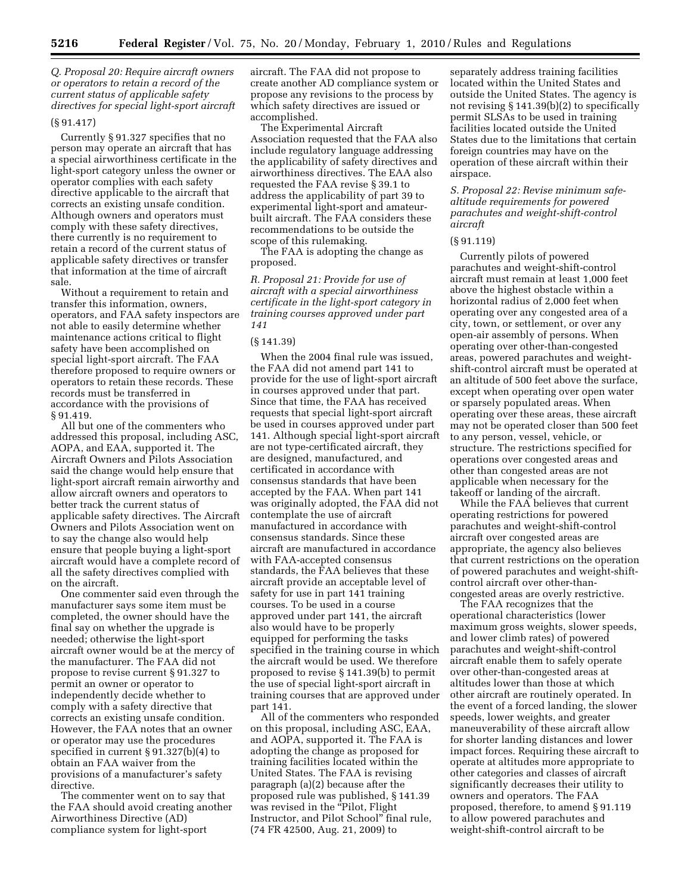*Q. Proposal 20: Require aircraft owners or operators to retain a record of the current status of applicable safety directives for special light-sport aircraft*

(§ 91.417)

Currently § 91.327 specifies that no person may operate an aircraft that has a special airworthiness certificate in the light-sport category unless the owner or operator complies with each safety directive applicable to the aircraft that corrects an existing unsafe condition. Although owners and operators must comply with these safety directives, there currently is no requirement to retain a record of the current status of applicable safety directives or transfer that information at the time of aircraft sale.

Without a requirement to retain and transfer this information, owners, operators, and FAA safety inspectors are not able to easily determine whether maintenance actions critical to flight safety have been accomplished on special light-sport aircraft. The FAA therefore proposed to require owners or operators to retain these records. These records must be transferred in accordance with the provisions of § 91.419.

All but one of the commenters who addressed this proposal, including ASC, AOPA, and EAA, supported it. The Aircraft Owners and Pilots Association said the change would help ensure that light-sport aircraft remain airworthy and allow aircraft owners and operators to better track the current status of applicable safety directives. The Aircraft Owners and Pilots Association went on to say the change also would help ensure that people buying a light-sport aircraft would have a complete record of all the safety directives complied with on the aircraft.

One commenter said even through the manufacturer says some item must be completed, the owner should have the final say on whether the upgrade is needed; otherwise the light-sport aircraft owner would be at the mercy of the manufacturer. The FAA did not propose to revise current § 91.327 to permit an owner or operator to independently decide whether to comply with a safety directive that corrects an existing unsafe condition. However, the FAA notes that an owner or operator may use the procedures specified in current § 91.327(b)(4) to obtain an FAA waiver from the provisions of a manufacturer's safety directive.

The commenter went on to say that the FAA should avoid creating another Airworthiness Directive (AD) compliance system for light-sport aircraft. The FAA did not propose to create another AD compliance system or propose any revisions to the process by which safety directives are issued or accomplished.

The Experimental Aircraft Association requested that the FAA also include regulatory language addressing the applicability of safety directives and airworthiness directives. The EAA also requested the FAA revise § 39.1 to address the applicability of part 39 to experimental light-sport and amateur-built aircraft. The FAA considers these recommendations to be outside the scope of this rulemaking.

The FAA is adopting the change as proposed.

*R. Proposal 21: Provide for use of aircraft with a special airworthiness certificate in the light-sport category in training courses approved under part 141*

(§ 141.39)

When the 2004 final rule was issued, the FAA did not amend part 141 to provide for the use of light-sport aircraft in courses approved under that part. Since that time, the FAA has received requests that special light-sport aircraft be used in courses approved under part 141. Although special light-sport aircraft are not type-certificated aircraft, they are designed, manufactured, and certificated in accordance with consensus standards that have been accepted by the FAA. When part 141 was originally adopted, the FAA did not contemplate the use of aircraft manufactured in accordance with consensus standards. Since these aircraft are manufactured in accordance with FAA-accepted consensus standards, the FAA believes that these aircraft provide an acceptable level of safety for use in part 141 training courses. To be used in a course approved under part 141, the aircraft also would have to be properly equipped for performing the tasks specified in the training course in which the aircraft would be used. We therefore proposed to revise § 141.39(b) to permit the use of special light-sport aircraft in training courses that are approved under part 141.

All of the commenters who responded on this proposal, including ASC, EAA, and AOPA, supported it. The FAA is adopting the change as proposed for training facilities located within the United States. The FAA is revising paragraph (a)(2) because after the proposed rule was published, § 141.39 was revised in the "Pilot, Flight Instructor, and Pilot School" final rule, (74 FR 42500, Aug. 21, 2009) to separately address training facilities located within the United States and outside the United States. The agency is not revising § 141.39(b)(2) to specifically permit SLSAs to be used in training facilities located outside the United States due to the limitations that certain foreign countries may have on the operation of these aircraft within their airspace.

*S. Proposal 22: Revise minimum safe-altitude requirements for powered parachutes and weight-shift-control aircraft*

(§ 91.119)

Currently pilots of powered parachutes and weight-shift-control aircraft must remain at least 1,000 feet above the highest obstacle within a horizontal radius of 2,000 feet when operating over any congested area of a city, town, or settlement, or over any open-air assembly of persons. When operating over other-than-congested areas, powered parachutes and weight-shift-control aircraft must be operated at an altitude of 500 feet above the surface, except when operating over open water or sparsely populated areas. When operating over these areas, these aircraft may not be operated closer than 500 feet to any person, vessel, vehicle, or structure. The restrictions specified for operations over congested areas and other than congested areas are not applicable when necessary for the takeoff or landing of the aircraft.

While the FAA believes that current operating restrictions for powered parachutes and weight-shift-control aircraft over congested areas are appropriate, the agency also believes that current restrictions on the operation of powered parachutes and weight-shift-control aircraft over other-than-congested areas are overly restrictive.

The FAA recognizes that the operational characteristics (lower maximum gross weights, slower speeds, and lower climb rates) of powered parachutes and weight-shift-control aircraft enable them to safely operate over other-than-congested areas at altitudes lower than those at which other aircraft are routinely operated. In the event of a forced landing, the slower speeds, lower weights, and greater maneuverability of these aircraft allow for shorter landing distances and lower impact forces. Requiring these aircraft to operate at altitudes more appropriate to other categories and classes of aircraft significantly decreases their utility to owners and operators. The FAA proposed, therefore, to amend § 91.119 to allow powered parachutes and weight-shift-control aircraft to be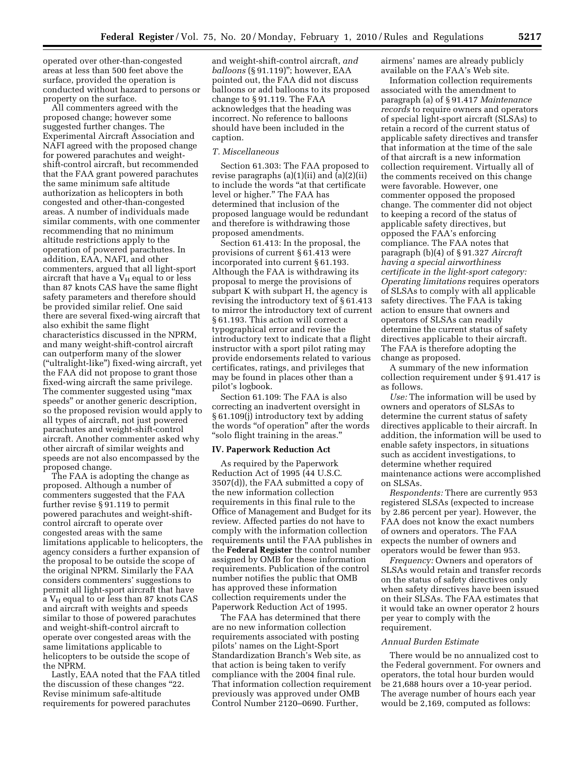operated over other-than-congested areas at less than 500 feet above the surface, provided the operation is conducted without hazard to persons or property on the surface.

All commenters agreed with the proposed change; however some suggested further changes. The Experimental Aircraft Association and NAFI agreed with the proposed change for powered parachutes and weight-shift-control aircraft, but recommended that the FAA grant powered parachutes the same minimum safe altitude authorization as helicopters in both congested and other-than-congested areas. A number of individuals made similar comments, with one commenter recommending that no minimum altitude restrictions apply to the operation of powered parachutes. In addition, EAA, NAFI, and other commenters, argued that all light-sport aircraft that have a $V_H$ equal to or less than 87 knots CAS have the same flight safety parameters and therefore should be provided similar relief. One said there are several fixed-wing aircraft that also exhibit the same flight characteristics discussed in the NPRM, and many weight-shift-control aircraft can outperform many of the slower ("ultralight-like") fixed-wing aircraft, yet the FAA did not propose to grant those fixed-wing aircraft the same privilege. The commenter suggested using "max speeds" or another generic description, so the proposed revision would apply to all types of aircraft, not just powered parachutes and weight-shift-control aircraft. Another commenter asked why other aircraft of similar weights and speeds are not also encompassed by the proposed change.

The FAA is adopting the change as proposed. Although a number of commenters suggested that the FAA further revise § 91.119 to permit powered parachutes and weight-shift-control aircraft to operate over congested areas with the same limitations applicable to helicopters, the agency considers a further expansion of the proposal to be outside the scope of the original NPRM. Similarly the FAA considers commenters' suggestions to permit all light-sport aircraft that have a $V_H$ equal to or less than 87 knots CAS and aircraft with weights and speeds similar to those of powered parachutes and weight-shift-control aircraft to operate over congested areas with the same limitations applicable to helicopters to be outside the scope of the NPRM.

Lastly, EAA noted that the FAA titled the discussion of these changes "22. Revise minimum safe-altitude requirements for powered parachutes and weight-shift-control aircraft, *and balloons* (§ 91.119)"; however, EAA pointed out, the FAA did not discuss balloons or add balloons to its proposed change to § 91.119. The FAA acknowledges that the heading was incorrect. No reference to balloons should have been included in the caption.

### *T. Miscellaneous*

Section 61.303: The FAA proposed to revise paragraphs (a)(1)(ii) and (a)(2)(ii) to include the words "at that certificate level or higher." The FAA has determined that inclusion of the proposed language would be redundant and therefore is withdrawing those proposed amendments.

Section 61.413: In the proposal, the provisions of current § 61.413 were incorporated into current § 61.193. Although the FAA is withdrawing its proposal to merge the provisions of subpart K with subpart H, the agency is revising the introductory text of § 61.413 to mirror the introductory text of current § 61.193. This action will correct a typographical error and revise the introductory text to indicate that a flight instructor with a sport pilot rating may provide endorsements related to various certificates, ratings, and privileges that may be found in places other than a pilot's logbook.

Section 61.109: The FAA is also correcting an inadvertent oversight in § 61.109(j) introductory text by adding the words "of operation" after the words "solo flight training in the areas."

## IV. Paperwork Reduction Act

As required by the Paperwork Reduction Act of 1995 (44 U.S.C. 3507(d)), the FAA submitted a copy of the new information collection requirements in this final rule to the Office of Management and Budget for its review. Affected parties do not have to comply with the information collection requirements until the FAA publishes in the **Federal Register** the control number assigned by OMB for these information requirements. Publication of the control number notifies the public that OMB has approved these information collection requirements under the Paperwork Reduction Act of 1995.

The FAA has determined that there are no new information collection requirements associated with posting pilots' names on the Light-Sport Standardization Branch's Web site, as that action is being taken to verify compliance with the 2004 final rule. That information collection requirement previously was approved under OMB Control Number 2120–0690. Further, airmens' names are already publicly available on the FAA's Web site.

Information collection requirements associated with the amendment to paragraph (a) of § 91.417 *Maintenance records* to require owners and operators of special light-sport aircraft (SLSAs) to retain a record of the current status of applicable safety directives and transfer that information at the time of the sale of that aircraft is a new information collection requirement. Virtually all of the comments received on this change were favorable. However, one commenter opposed the proposed change. The commenter did not object to keeping a record of the status of applicable safety directives, but opposed the FAA's enforcing compliance. The FAA notes that paragraph (b)(4) of § 91.327 *Aircraft having a special airworthiness certificate in the light-sport category: Operating limitations* requires operators of SLSAs to comply with all applicable safety directives. The FAA is taking action to ensure that owners and operators of SLSAs can readily determine the current status of safety directives applicable to their aircraft. The FAA is therefore adopting the change as proposed.

A summary of the new information collection requirement under § 91.417 is as follows.

*Use:* The information will be used by owners and operators of SLSAs to determine the current status of safety directives applicable to their aircraft. In addition, the information will be used to enable safety inspectors, in situations such as accident investigations, to determine whether required maintenance actions were accomplished on SLSAs.

*Respondents:* There are currently 953 registered SLSAs (expected to increase by 2.86 percent per year). However, the FAA does not know the exact numbers of owners and operators. The FAA expects the number of owners and operators would be fewer than 953.

*Frequency:* Owners and operators of SLSAs would retain and transfer records on the status of safety directives only when safety directives have been issued on their SLSAs. The FAA estimates that it would take an owner operator 2 hours per year to comply with the requirement.

### *Annual Burden Estimate*

There would be no annualized cost to the Federal government. For owners and operators, the total hour burden would be 21,688 hours over a 10-year period. The average number of hours each year would be 2,169, computed as follows: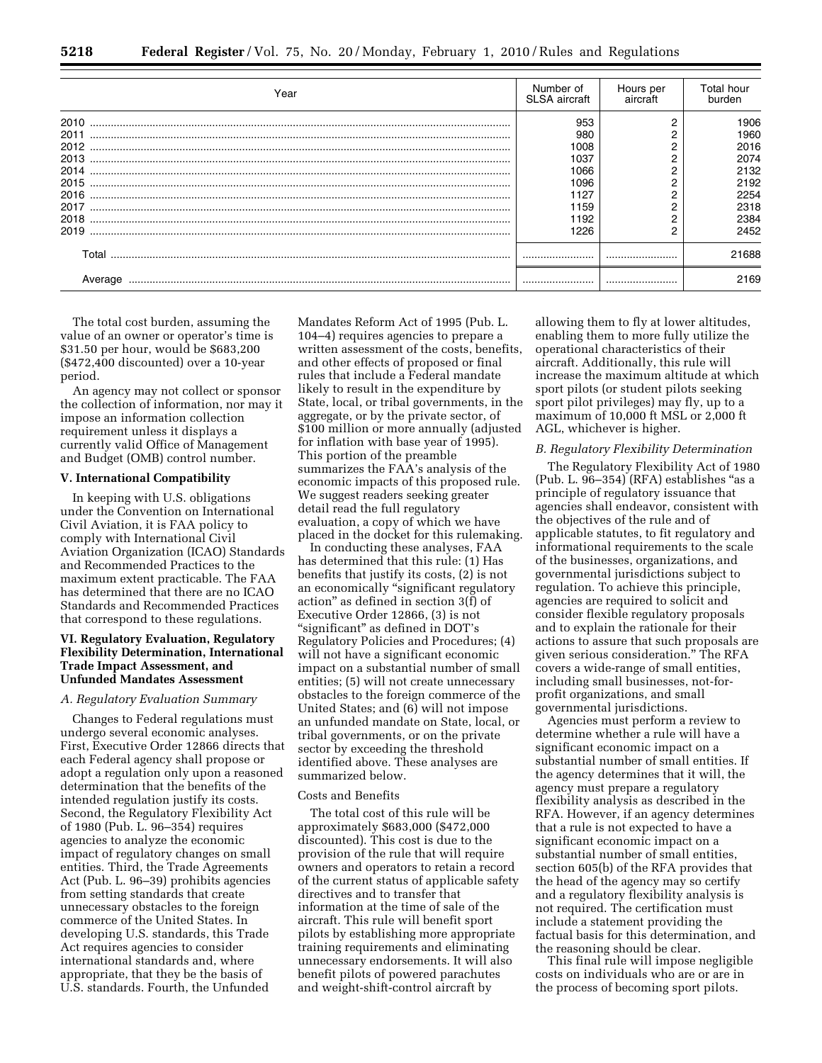| Year | Number of SLSA aircraft | Hours per aircraft | Total hour burden |
| --- | --- | --- | --- |
| 2010 | 953 | 2 | 1906 |
| 2011 | 980 | 2 | 1960 |
| 2012 | 1008 | 2 | 2016 |
| 2013 | 1037 | 2 | 2074 |
| 2014 | 1066 | 2 | 2132 |
| 2015 | 1096 | 2 | 2192 |
| 2016 | 1127 | 2 | 2254 |
| 2017 | 1159 | 2 | 2318 |
| 2018 | 1192 | 2 | 2384 |
| 2019 | 1226 | 2 | 2452 |
| Total | | | 21688 |
| Average | | | 2169 |

The total cost burden, assuming the value of an owner or operator's time is $31.50 per hour, would be $683,200 ($472,400 discounted) over a 10-year period.

An agency may not collect or sponsor the collection of information, nor may it impose an information collection requirement unless it displays a currently valid Office of Management and Budget (OMB) control number.

## V. International Compatibility

In keeping with U.S. obligations under the Convention on International Civil Aviation, it is FAA policy to comply with International Civil Aviation Organization (ICAO) Standards and Recommended Practices to the maximum extent practicable. The FAA has determined that there are no ICAO Standards and Recommended Practices that correspond to these regulations.

## VI. Regulatory Evaluation, Regulatory Flexibility Determination, International Trade Impact Assessment, and Unfunded Mandates Assessment

### *A. Regulatory Evaluation Summary*

Changes to Federal regulations must undergo several economic analyses. First, Executive Order 12866 directs that each Federal agency shall propose or adopt a regulation only upon a reasoned determination that the benefits of the intended regulation justify its costs. Second, the Regulatory Flexibility Act of 1980 (Pub. L. 96–354) requires agencies to analyze the economic impact of regulatory changes on small entities. Third, the Trade Agreements Act (Pub. L. 96–39) prohibits agencies from setting standards that create unnecessary obstacles to the foreign commerce of the United States. In developing U.S. standards, this Trade Act requires agencies to consider international standards and, where appropriate, that they be the basis of U.S. standards. Fourth, the Unfunded Mandates Reform Act of 1995 (Pub. L. 104–4) requires agencies to prepare a written assessment of the costs, benefits, and other effects of proposed or final rules that include a Federal mandate likely to result in the expenditure by State, local, or tribal governments, in the aggregate, or by the private sector, of $100 million or more annually (adjusted for inflation with base year of 1995). This portion of the preamble summarizes the FAA's analysis of the economic impacts of this proposed rule. We suggest readers seeking greater detail read the full regulatory evaluation, a copy of which we have placed in the docket for this rulemaking.

In conducting these analyses, FAA has determined that this rule: (1) Has benefits that justify its costs, (2) is not an economically "significant regulatory action" as defined in section 3(f) of Executive Order 12866, (3) is not "significant" as defined in DOT's Regulatory Policies and Procedures; (4) will not have a significant economic impact on a substantial number of small entities; (5) will not create unnecessary obstacles to the foreign commerce of the United States; and (6) will not impose an unfunded mandate on State, local, or tribal governments, or on the private sector by exceeding the threshold identified above. These analyses are summarized below.

Costs and Benefits

The total cost of this rule will be approximately $683,000 ($472,000 discounted). This cost is due to the provision of the rule that will require owners and operators to retain a record of the current status of applicable safety directives and to transfer that information at the time of sale of the aircraft. This rule will benefit sport pilots by establishing more appropriate training requirements and eliminating unnecessary endorsements. It will also benefit pilots of powered parachutes and weight-shift-control aircraft by allowing them to fly at lower altitudes, enabling them to more fully utilize the operational characteristics of their aircraft. Additionally, this rule will increase the maximum altitude at which sport pilots (or student pilots seeking sport pilot privileges) may fly, up to a maximum of 10,000 ft MSL or 2,000 ft AGL, whichever is higher.

### *B. Regulatory Flexibility Determination*

The Regulatory Flexibility Act of 1980 (Pub. L. 96–354) (RFA) establishes "as a principle of regulatory issuance that agencies shall endeavor, consistent with the objectives of the rule and of applicable statutes, to fit regulatory and informational requirements to the scale of the businesses, organizations, and governmental jurisdictions subject to regulation. To achieve this principle, agencies are required to solicit and consider flexible regulatory proposals and to explain the rationale for their actions to assure that such proposals are given serious consideration." The RFA covers a wide-range of small entities, including small businesses, not-for-profit organizations, and small governmental jurisdictions.

Agencies must perform a review to determine whether a rule will have a significant economic impact on a substantial number of small entities. If the agency determines that it will, the agency must prepare a regulatory flexibility analysis as described in the RFA. However, if an agency determines that a rule is not expected to have a significant economic impact on a substantial number of small entities, section 605(b) of the RFA provides that the head of the agency may so certify and a regulatory flexibility analysis is not required. The certification must include a statement providing the factual basis for this determination, and the reasoning should be clear.

This final rule will impose negligible costs on individuals who are or are in the process of becoming sport pilots.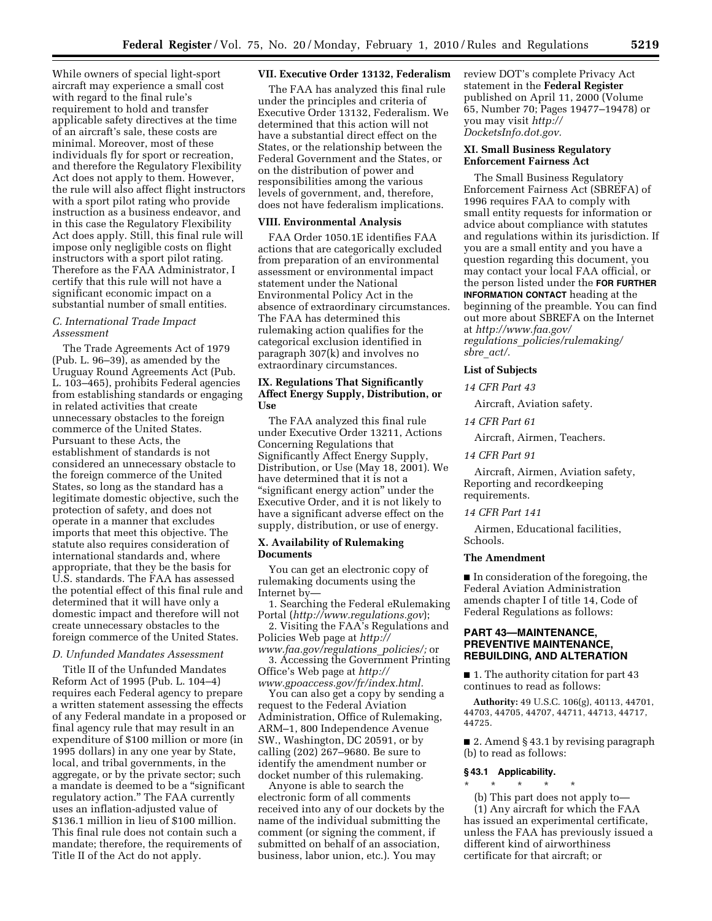While owners of special light-sport aircraft may experience a small cost with regard to the final rule's requirement to hold and transfer applicable safety directives at the time of an aircraft's sale, these costs are minimal. Moreover, most of these individuals fly for sport or recreation, and therefore the Regulatory Flexibility Act does not apply to them. However, the rule will also affect flight instructors with a sport pilot rating who provide instruction as a business endeavor, and in this case the Regulatory Flexibility Act does apply. Still, this final rule will impose only negligible costs on flight instructors with a sport pilot rating. Therefore as the FAA Administrator, I certify that this rule will not have a significant economic impact on a substantial number of small entities.

### *C. International Trade Impact Assessment*

The Trade Agreements Act of 1979 (Pub. L. 96–39), as amended by the Uruguay Round Agreements Act (Pub. L. 103–465), prohibits Federal agencies from establishing standards or engaging in related activities that create unnecessary obstacles to the foreign commerce of the United States. Pursuant to these Acts, the establishment of standards is not considered an unnecessary obstacle to the foreign commerce of the United States, so long as the standard has a legitimate domestic objective, such the protection of safety, and does not operate in a manner that excludes imports that meet this objective. The statute also requires consideration of international standards and, where appropriate, that they be the basis for U.S. standards. The FAA has assessed the potential effect of this final rule and determined that it will have only a domestic impact and therefore will not create unnecessary obstacles to the foreign commerce of the United States.

### *D. Unfunded Mandates Assessment*

Title II of the Unfunded Mandates Reform Act of 1995 (Pub. L. 104–4) requires each Federal agency to prepare a written statement assessing the effects of any Federal mandate in a proposed or final agency rule that may result in an expenditure of $100 million or more (in 1995 dollars) in any one year by State, local, and tribal governments, in the aggregate, or by the private sector; such a mandate is deemed to be a "significant regulatory action." The FAA currently uses an inflation-adjusted value of $136.1 million in lieu of $100 million. This final rule does not contain such a mandate; therefore, the requirements of Title II of the Act do not apply.

## VII. Executive Order 13132, Federalism

The FAA has analyzed this final rule under the principles and criteria of Executive Order 13132, Federalism. We determined that this action will not have a substantial direct effect on the States, or the relationship between the Federal Government and the States, or on the distribution of power and responsibilities among the various levels of government, and, therefore, does not have federalism implications.

## VIII. Environmental Analysis

FAA Order 1050.1E identifies FAA actions that are categorically excluded from preparation of an environmental assessment or environmental impact statement under the National Environmental Policy Act in the absence of extraordinary circumstances. The FAA has determined this rulemaking action qualifies for the categorical exclusion identified in paragraph 307(k) and involves no extraordinary circumstances.

## IX. Regulations That Significantly Affect Energy Supply, Distribution, or Use

The FAA analyzed this final rule under Executive Order 13211, Actions Concerning Regulations that Significantly Affect Energy Supply, Distribution, or Use (May 18, 2001). We have determined that it is not a "significant energy action" under the Executive Order, and it is not likely to have a significant adverse effect on the supply, distribution, or use of energy.

## X. Availability of Rulemaking Documents

You can get an electronic copy of rulemaking documents using the Internet by—

1. Searching the Federal eRulemaking Portal (*http://www.regulations.gov*);
2. Visiting the FAA's Regulations and Policies Web page at *http://www.faa.gov/regulations_policies/;* or
3. Accessing the Government Printing Office's Web page at *http://www.gpoaccess.gov/fr/index.html.*

You can also get a copy by sending a request to the Federal Aviation Administration, Office of Rulemaking, ARM–1, 800 Independence Avenue SW., Washington, DC 20591, or by calling (202) 267–9680. Be sure to identify the amendment number or docket number of this rulemaking.

Anyone is able to search the electronic form of all comments received into any of our dockets by the name of the individual submitting the comment (or signing the comment, if submitted on behalf of an association, business, labor union, etc.). You may review DOT's complete Privacy Act statement in the **Federal Register** published on April 11, 2000 (Volume 65, Number 70; Pages 19477–19478) or you may visit *http://DocketsInfo.dot.gov.*

## XI. Small Business Regulatory Enforcement Fairness Act

The Small Business Regulatory Enforcement Fairness Act (SBREFA) of 1996 requires FAA to comply with small entity requests for information or advice about compliance with statutes and regulations within its jurisdiction. If you are a small entity and you have a question regarding this document, you may contact your local FAA official, or the person listed under the **FOR FURTHER INFORMATION CONTACT** heading at the beginning of the preamble. You can find out more about SBREFA on the Internet at *http://www.faa.gov/regulations_policies/rulemaking/sbre_act/.*

### List of Subjects

*14 CFR Part 43*

Aircraft, Aviation safety.

*14 CFR Part 61*

Aircraft, Airmen, Teachers.

*14 CFR Part 91*

Aircraft, Airmen, Aviation safety, Reporting and recordkeeping requirements.

*14 CFR Part 141*

Airmen, Educational facilities, Schools.

### The Amendment

■ In consideration of the foregoing, the Federal Aviation Administration amends chapter I of title 14, Code of Federal Regulations as follows:

## PART 43—MAINTENANCE, PREVENTIVE MAINTENANCE, REBUILDING, AND ALTERATION

■ 1. The authority citation for part 43 continues to read as follows:

**Authority:** 49 U.S.C. 106(g), 40113, 44701, 44703, 44705, 44707, 44711, 44713, 44717, 44725.

■ 2. Amend § 43.1 by revising paragraph (b) to read as follows:

### § 43.1 Applicability.

\* \* \* \* \*

(b) This part does not apply to—

(1) Any aircraft for which the FAA has issued an experimental certificate, unless the FAA has previously issued a different kind of airworthiness certificate for that aircraft; or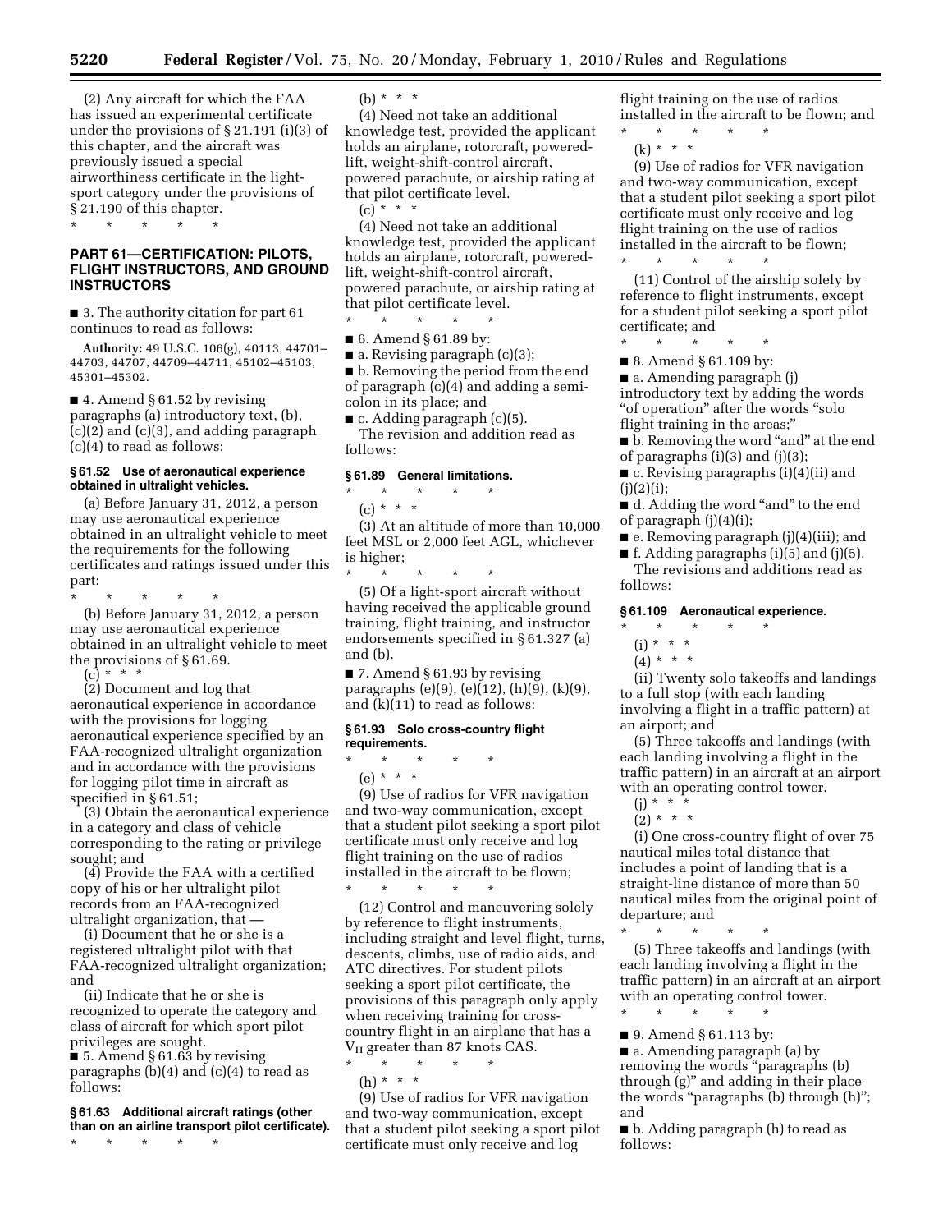(2) Any aircraft for which the FAA has issued an experimental certificate under the provisions of § 21.191 (i)(3) of this chapter, and the aircraft was previously issued a special airworthiness certificate in the light-sport category under the provisions of § 21.190 of this chapter.

\* \* \* \* \*

## PART 61—CERTIFICATION: PILOTS, FLIGHT INSTRUCTORS, AND GROUND INSTRUCTORS

■ 3. The authority citation for part 61 continues to read as follows:

**Authority:** 49 U.S.C. 106(g), 40113, 44701–44703, 44707, 44709–44711, 45102–45103, 45301–45302.

■ 4. Amend § 61.52 by revising paragraphs (a) introductory text, (b), (c)(2) and (c)(3), and adding paragraph (c)(4) to read as follows:

### § 61.52 Use of aeronautical experience obtained in ultralight vehicles.

(a) Before January 31, 2012, a person may use aeronautical experience obtained in an ultralight vehicle to meet the requirements for the following certificates and ratings issued under this part:

\* \* \* \* \*

(b) Before January 31, 2012, a person may use aeronautical experience obtained in an ultralight vehicle to meet the provisions of § 61.69.

(c) \* \* \*

(2) Document and log that aeronautical experience in accordance with the provisions for logging aeronautical experience specified by an FAA-recognized ultralight organization and in accordance with the provisions for logging pilot time in aircraft as specified in § 61.51;

(3) Obtain the aeronautical experience in a category and class of vehicle corresponding to the rating or privilege sought; and

(4) Provide the FAA with a certified copy of his or her ultralight pilot records from an FAA-recognized ultralight organization, that —

(i) Document that he or she is a registered ultralight pilot with that FAA-recognized ultralight organization; and

(ii) Indicate that he or she is recognized to operate the category and class of aircraft for which sport pilot privileges are sought.

■ 5. Amend § 61.63 by revising paragraphs (b)(4) and (c)(4) to read as follows:

### § 61.63 Additional aircraft ratings (other than on an airline transport pilot certificate).

\* \* \* \* \*

(b) \* \* \*

(4) Need not take an additional knowledge test, provided the applicant holds an airplane, rotorcraft, powered-lift, weight-shift-control aircraft, powered parachute, or airship rating at that pilot certificate level.

(c) \* \* \*

(4) Need not take an additional knowledge test, provided the applicant holds an airplane, rotorcraft, powered-lift, weight-shift-control aircraft, powered parachute, or airship rating at that pilot certificate level.

\* \* \* \* \*

■ 6. Amend § 61.89 by:

■ a. Revising paragraph (c)(3);

■ b. Removing the period from the end of paragraph (c)(4) and adding a semi-colon in its place; and

■ c. Adding paragraph (c)(5).

The revision and addition read as follows:

### § 61.89 General limitations.

\* \* \* \* \*

(c) \* \* \*

(3) At an altitude of more than 10,000 feet MSL or 2,000 feet AGL, whichever is higher;

\* \* \* \* \*

(5) Of a light-sport aircraft without having received the applicable ground training, flight training, and instructor endorsements specified in § 61.327 (a) and (b).

■ 7. Amend § 61.93 by revising paragraphs (e)(9), (e)(12), (h)(9), (k)(9), and (k)(11) to read as follows:

### § 61.93 Solo cross-country flight requirements.

\* \* \* \* \*

(e) \* \* \*

(9) Use of radios for VFR navigation and two-way communication, except that a student pilot seeking a sport pilot certificate must only receive and log flight training on the use of radios installed in the aircraft to be flown;

\* \* \* \* \*

(12) Control and maneuvering solely by reference to flight instruments, including straight and level flight, turns, descents, climbs, use of radio aids, and ATC directives. For student pilots seeking a sport pilot certificate, the provisions of this paragraph only apply when receiving training for cross-country flight in an airplane that has a $V_H$ greater than 87 knots CAS.

\* \* \* \* \*

(h) \* \* \*

(9) Use of radios for VFR navigation and two-way communication, except that a student pilot seeking a sport pilot certificate must only receive and log flight training on the use of radios installed in the aircraft to be flown; and

\* \* \* \* \*

(k) \* \* \*

(9) Use of radios for VFR navigation and two-way communication, except that a student pilot seeking a sport pilot certificate must only receive and log flight training on the use of radios installed in the aircraft to be flown;

\* \* \* \* \*

(11) Control of the airship solely by reference to flight instruments, except for a student pilot seeking a sport pilot certificate; and

\* \* \* \* \*

■ 8. Amend § 61.109 by:

■ a. Amending paragraph (j) introductory text by adding the words "of operation" after the words "solo flight training in the areas;"

■ b. Removing the word "and" at the end of paragraphs (i)(3) and (j)(3);

■ c. Revising paragraphs (i)(4)(ii) and (j)(2)(i);

■ d. Adding the word "and" to the end of paragraph (j)(4)(i);

■ e. Removing paragraph (j)(4)(iii); and

■ f. Adding paragraphs (i)(5) and (j)(5).

The revisions and additions read as follows:

### § 61.109 Aeronautical experience.

\* \* \* \* \*

(i) \* \* \*

(4) \* \* \*

(ii) Twenty solo takeoffs and landings to a full stop (with each landing involving a flight in a traffic pattern) at an airport; and

(5) Three takeoffs and landings (with each landing involving a flight in the traffic pattern) in an aircraft at an airport with an operating control tower.

(j) \* \* \*

(2) \* \* \*

(i) One cross-country flight of over 75 nautical miles total distance that includes a point of landing that is a straight-line distance of more than 50 nautical miles from the original point of departure; and

\* \* \* \* \*

(5) Three takeoffs and landings (with each landing involving a flight in the traffic pattern) in an aircraft at an airport with an operating control tower.

\* \* \* \* \*

■ 9. Amend § 61.113 by:

■ a. Amending paragraph (a) by removing the words "paragraphs (b) through (g)" and adding in their place the words "paragraphs (b) through (h)"; and

■ b. Adding paragraph (h) to read as follows: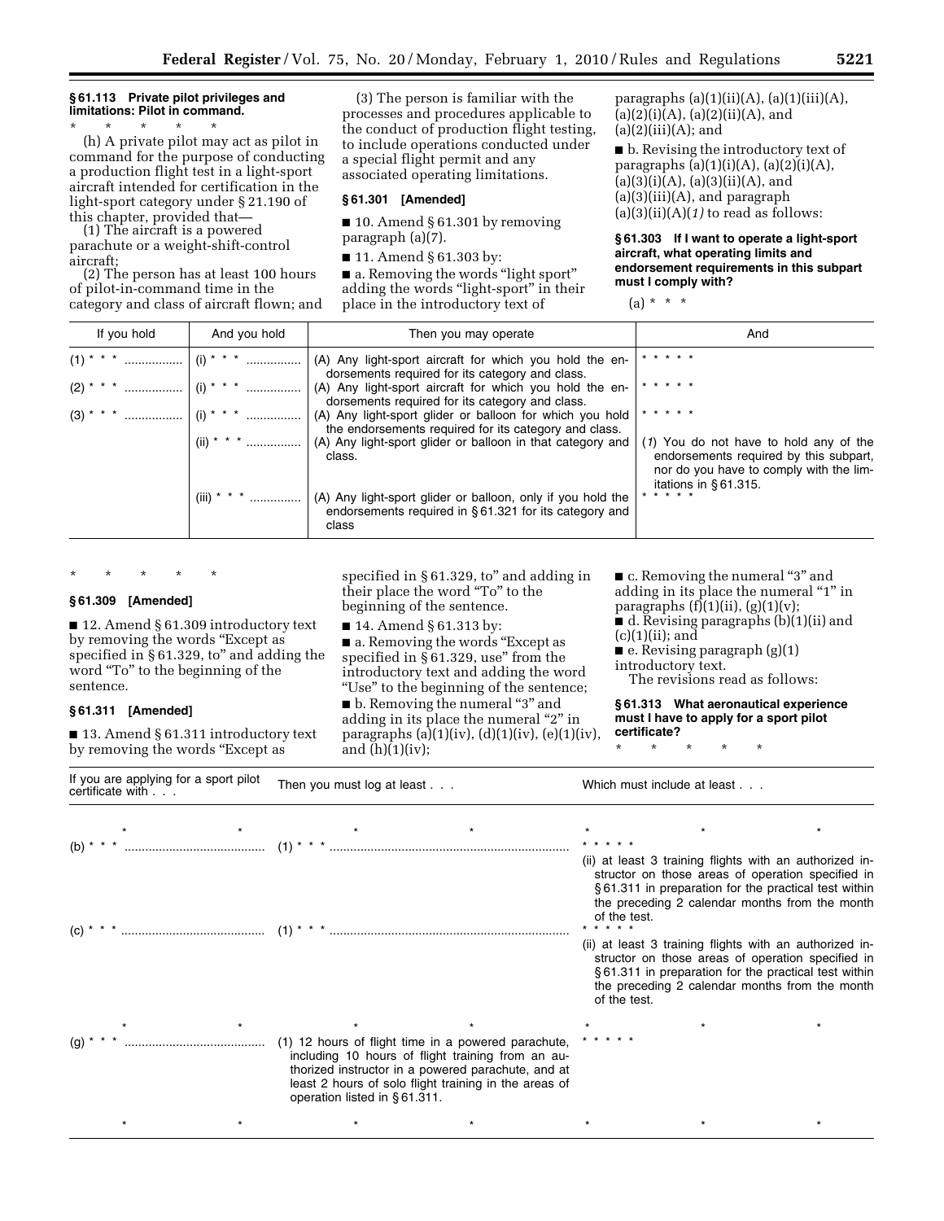**§ 61.113 Private pilot privileges and limitations: Pilot in command.**

\* \* \* \* \*

(h) A private pilot may act as pilot in command for the purpose of conducting a production flight test in a light-sport aircraft intended for certification in the light-sport category under § 21.190 of this chapter, provided that—

(1) The aircraft is a powered parachute or a weight-shift-control aircraft;

(2) The person has at least 100 hours of pilot-in-command time in the category and class of aircraft flown; and

(3) The person is familiar with the processes and procedures applicable to the conduct of production flight testing, to include operations conducted under a special flight permit and any associated operating limitations.

**§ 61.301 [Amended]**

■ 10. Amend § 61.301 by removing paragraph (a)(7).

■ 11. Amend § 61.303 by:

■ a. Removing the words "light sport" adding the words "light-sport" in their place in the introductory text of paragraphs (a)(1)(ii)(A), (a)(1)(iii)(A), (a)(2)(i)(A), (a)(2)(ii)(A), and (a)(2)(iii)(A); and

■ b. Revising the introductory text of paragraphs (a)(1)(i)(A), (a)(2)(i)(A), (a)(3)(i)(A), (a)(3)(ii)(A), and (a)(3)(iii)(A), and paragraph (a)(3)(ii)(A)(*1*) to read as follows:

**§ 61.303 If I want to operate a light-sport aircraft, what operating limits and endorsement requirements in this subpart must I comply with?**

(a) \* \* \*

| If you hold | And you hold | Then you may operate | And |
|---|---|---|---|
| (1) \* \* \* ................ | (i) \* \* \* ................ | (A) Any light-sport aircraft for which you hold the endorsements required for its category and class. | \* \* \* \* \* |
| (2) \* \* \* ................ | (i) \* \* \* ................ | (A) Any light-sport aircraft for which you hold the endorsements required for its category and class. | \* \* \* \* \* |
| (3) \* \* \* ................ | (i) \* \* \* ................ | (A) Any light-sport glider or balloon for which you hold the endorsements required for its category and class. | \* \* \* \* \* |
| | (ii) \* \* \* ................ | (A) Any light-sport glider or balloon in that category and class. | (*1*) You do not have to hold any of the endorsements required by this subpart, nor do you have to comply with the limitations in § 61.315. |
| | (iii) \* \* \* ................ | (A) Any light-sport glider or balloon, only if you hold the endorsements required in § 61.321 for its category and class | \* \* \* \* \* |

\* \* \* \* \*

**§ 61.309 [Amended]**

■ 12. Amend § 61.309 introductory text by removing the words "Except as specified in § 61.329, to" and adding the word "To" to the beginning of the sentence.

**§ 61.311 [Amended]**

■ 13. Amend § 61.311 introductory text by removing the words "Except as specified in § 61.329, to" and adding in their place the word "To" to the beginning of the sentence.

■ 14. Amend § 61.313 by:

■ a. Removing the words "Except as specified in § 61.329, use" from the introductory text and adding the word "Use" to the beginning of the sentence;

■ b. Removing the numeral "3" and adding in its place the numeral "2" in paragraphs (a)(1)(iv), (d)(1)(iv), (e)(1)(iv), and (h)(1)(iv);

■ c. Removing the numeral "3" and adding in its place the numeral "1" in paragraphs (f)(1)(ii), (g)(1)(v);

■ d. Revising paragraphs (b)(1)(ii) and (c)(1)(ii); and

■ e. Revising paragraph (g)(1) introductory text.

The revisions read as follows:

**§ 61.313 What aeronautical experience must I have to apply for a sport pilot certificate?**

\* \* \* \* \*

| If you are applying for a sport pilot certificate with . . . | Then you must log at least . . . | Which must include at least . . . |
|---|---|---|
| \* \* | \* \* | \* \* \* |
| (b) \* \* \* ........................................ | (1) \* \* \* ..................................................................... | \* \* \* \* \* (ii) at least 3 training flights with an authorized instructor on those areas of operation specified in § 61.311 in preparation for the practical test within the preceding 2 calendar months from the month of the test. |
| (c) \* \* \* ........................................ | (1) \* \* \* ..................................................................... | \* \* \* \* \* (ii) at least 3 training flights with an authorized instructor on those areas of operation specified in § 61.311 in preparation for the practical test within the preceding 2 calendar months from the month of the test. |
| \* \* | \* \* | \* \* \* |
| (g) \* \* \* ........................................ | (1) 12 hours of flight time in a powered parachute, including 10 hours of flight training from an authorized instructor in a powered parachute, and at least 2 hours of solo flight training in the areas of operation listed in § 61.311. | \* \* \* \* \* |
| \* \* | \* \* | \* \* \* |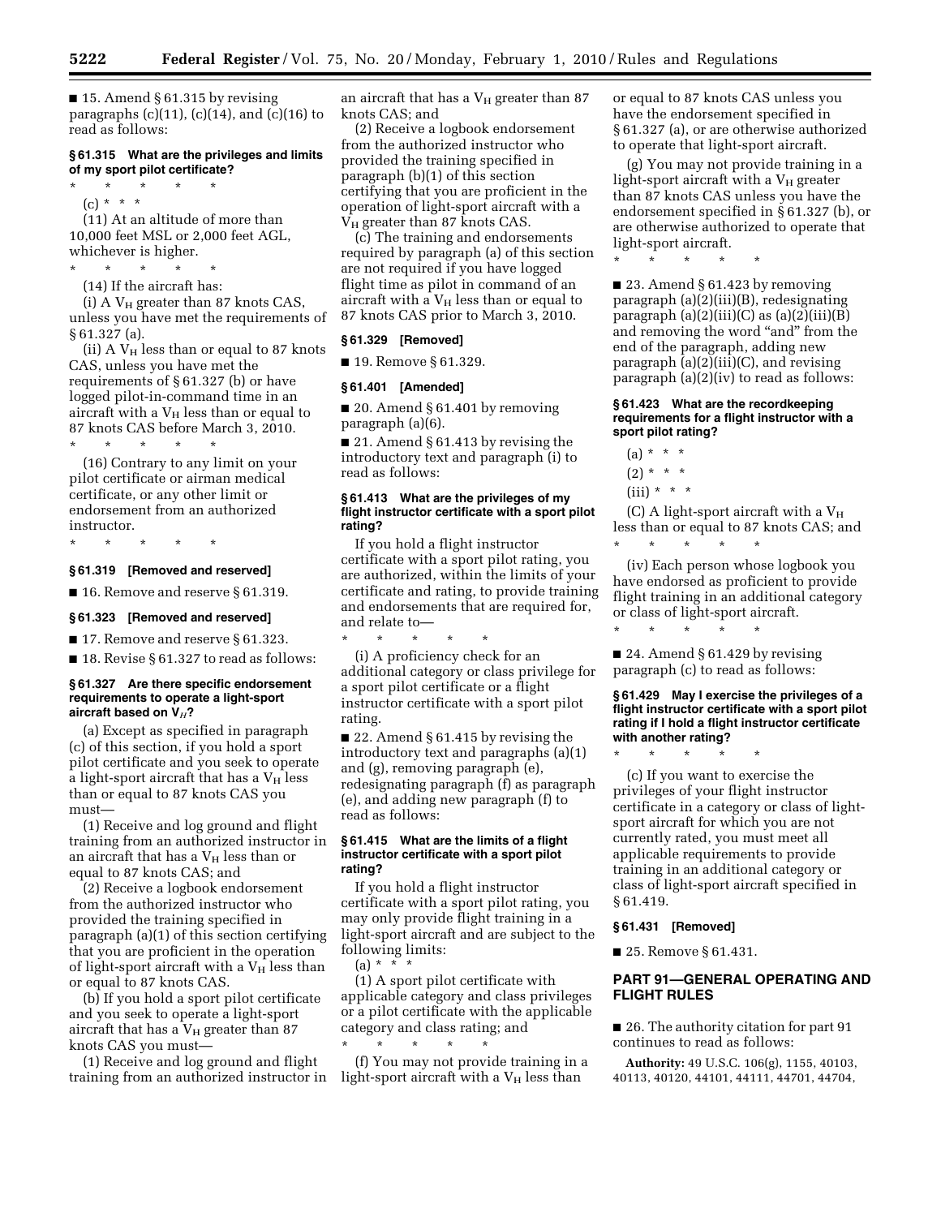■ 15. Amend § 61.315 by revising paragraphs (c)(11), (c)(14), and (c)(16) to read as follows:

**§ 61.315 What are the privileges and limits of my sport pilot certificate?**

\* \* \* \* \*

(c) \* \* \*

(11) At an altitude of more than 10,000 feet MSL or 2,000 feet AGL, whichever is higher.

\* \* \* \* \*

(14) If the aircraft has:

(i) A $V_H$ greater than 87 knots CAS, unless you have met the requirements of § 61.327 (a).

(ii) A $V_H$ less than or equal to 87 knots CAS, unless you have met the requirements of § 61.327 (b) or have logged pilot-in-command time in an aircraft with a $V_H$ less than or equal to 87 knots CAS before March 3, 2010.

\* \* \* \* \*

(16) Contrary to any limit on your pilot certificate or airman medical certificate, or any other limit or endorsement from an authorized instructor.

\* \* \* \* \*

**§ 61.319 [Removed and reserved]**

■ 16. Remove and reserve § 61.319.

**§ 61.323 [Removed and reserved]**

■ 17. Remove and reserve § 61.323.

■ 18. Revise § 61.327 to read as follows:

**§ 61.327 Are there specific endorsement requirements to operate a light-sport aircraft based on $V_H$?**

(a) Except as specified in paragraph (c) of this section, if you hold a sport pilot certificate and you seek to operate a light-sport aircraft that has a $V_H$ less than or equal to 87 knots CAS you must—

(1) Receive and log ground and flight training from an authorized instructor in an aircraft that has a $V_H$ less than or equal to 87 knots CAS; and

(2) Receive a logbook endorsement from the authorized instructor who provided the training specified in paragraph (a)(1) of this section certifying that you are proficient in the operation of light-sport aircraft with a $V_H$ less than or equal to 87 knots CAS.

(b) If you hold a sport pilot certificate and you seek to operate a light-sport aircraft that has a $V_H$ greater than 87 knots CAS you must—

(1) Receive and log ground and flight training from an authorized instructor in an aircraft that has a $V_H$ greater than 87 knots CAS; and

(2) Receive a logbook endorsement from the authorized instructor who provided the training specified in paragraph (b)(1) of this section certifying that you are proficient in the operation of light-sport aircraft with a $V_H$ greater than 87 knots CAS.

(c) The training and endorsements required by paragraph (a) of this section are not required if you have logged flight time as pilot in command of an aircraft with a $V_H$ less than or equal to 87 knots CAS prior to March 3, 2010.

**§ 61.329 [Removed]**

■ 19. Remove § 61.329.

**§ 61.401 [Amended]**

■ 20. Amend § 61.401 by removing paragraph (a)(6).

■ 21. Amend § 61.413 by revising the introductory text and paragraph (i) to read as follows:

**§ 61.413 What are the privileges of my flight instructor certificate with a sport pilot rating?**

If you hold a flight instructor certificate with a sport pilot rating, you are authorized, within the limits of your certificate and rating, to provide training and endorsements that are required for, and relate to—

\* \* \* \* \*

(i) A proficiency check for an additional category or class privilege for a sport pilot certificate or a flight instructor certificate with a sport pilot rating.

■ 22. Amend § 61.415 by revising the introductory text and paragraphs (a)(1) and (g), removing paragraph (e), redesignating paragraph (f) as paragraph (e), and adding new paragraph (f) to read as follows:

**§ 61.415 What are the limits of a flight instructor certificate with a sport pilot rating?**

If you hold a flight instructor certificate with a sport pilot rating, you may only provide flight training in a light-sport aircraft and are subject to the following limits:

(a) \* \* \*

(1) A sport pilot certificate with applicable category and class privileges or a pilot certificate with the applicable category and class rating; and

\* \* \* \* \*

(f) You may not provide training in a light-sport aircraft with a $V_H$ less than or equal to 87 knots CAS unless you have the endorsement specified in § 61.327 (a), or are otherwise authorized to operate that light-sport aircraft.

(g) You may not provide training in a light-sport aircraft with a $V_H$ greater than 87 knots CAS unless you have the endorsement specified in § 61.327 (b), or are otherwise authorized to operate that light-sport aircraft.

\* \* \* \* \*

■ 23. Amend § 61.423 by removing paragraph (a)(2)(iii)(B), redesignating paragraph (a)(2)(iii)(C) as (a)(2)(iii)(B) and removing the word "and" from the end of the paragraph, adding new paragraph (a)(2)(iii)(C), and revising paragraph (a)(2)(iv) to read as follows:

**§ 61.423 What are the recordkeeping requirements for a flight instructor with a sport pilot rating?**

(a) \* \* \*

(2) \* \* \*

(iii) \* \* \*

(C) A light-sport aircraft with a $V_H$ less than or equal to 87 knots CAS; and

\* \* \* \* \*

(iv) Each person whose logbook you have endorsed as proficient to provide flight training in an additional category or class of light-sport aircraft.

\* \* \* \* \*

■ 24. Amend § 61.429 by revising paragraph (c) to read as follows:

**§ 61.429 May I exercise the privileges of a flight instructor certificate with a sport pilot rating if I hold a flight instructor certificate with another rating?**

\* \* \* \* \*

(c) If you want to exercise the privileges of your flight instructor certificate in a category or class of light-sport aircraft for which you are not currently rated, you must meet all applicable requirements to provide training in an additional category or class of light-sport aircraft specified in § 61.419.

**§ 61.431 [Removed]**

■ 25. Remove § 61.431.

## PART 91—GENERAL OPERATING AND FLIGHT RULES

■ 26. The authority citation for part 91 continues to read as follows:

**Authority:** 49 U.S.C. 106(g), 1155, 40103, 40113, 40120, 44101, 44111, 44701, 44704,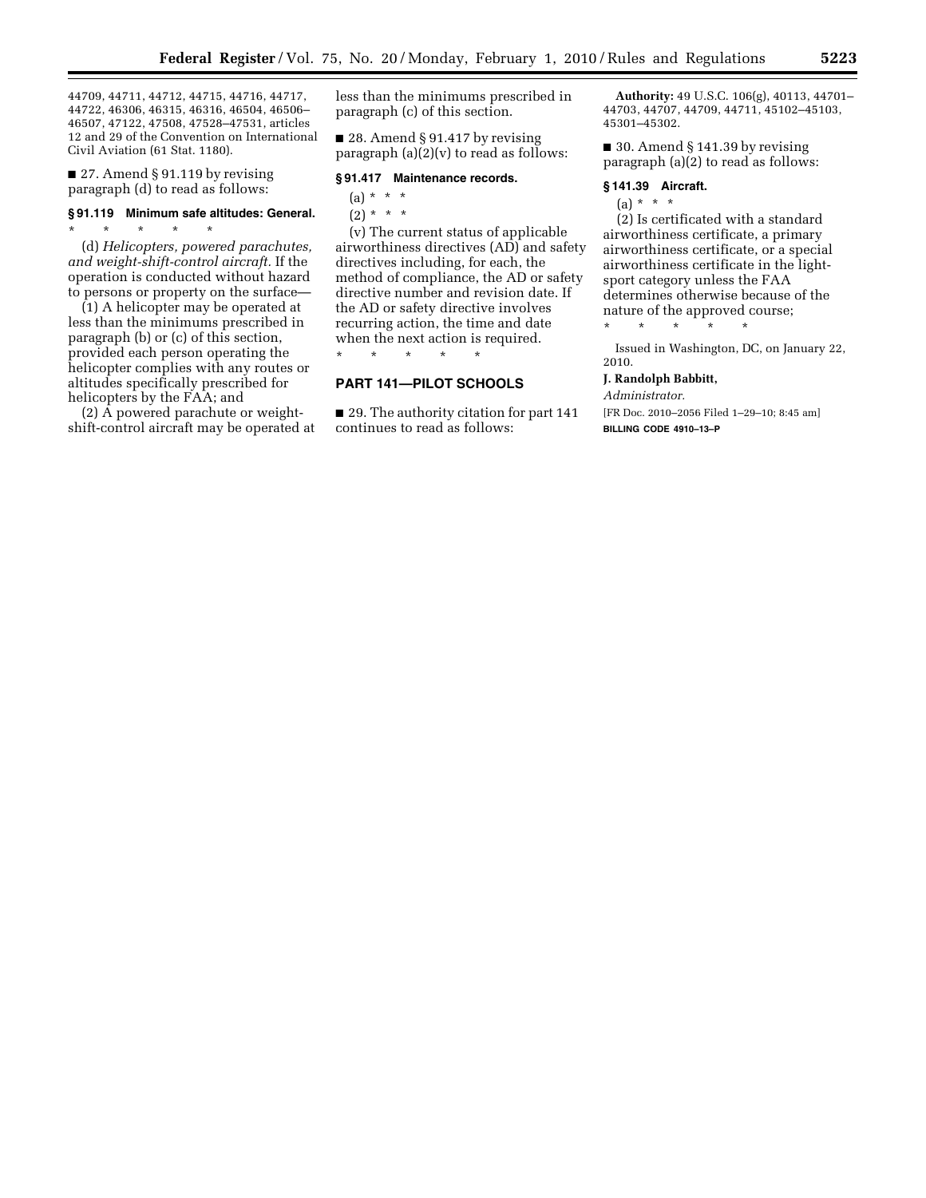44709, 44711, 44712, 44715, 44716, 44717, 44722, 46306, 46315, 46316, 46504, 46506–46507, 47122, 47508, 47528–47531, articles 12 and 29 of the Convention on International Civil Aviation (61 Stat. 1180).

■ 27. Amend § 91.119 by revising paragraph (d) to read as follows:

**§ 91.119 Minimum safe altitudes: General.**

\* \* \* \* \*

(d) *Helicopters, powered parachutes, and weight-shift-control aircraft.* If the operation is conducted without hazard to persons or property on the surface—

(1) A helicopter may be operated at less than the minimums prescribed in paragraph (b) or (c) of this section, provided each person operating the helicopter complies with any routes or altitudes specifically prescribed for helicopters by the FAA; and

(2) A powered parachute or weight-shift-control aircraft may be operated at less than the minimums prescribed in paragraph (c) of this section.

■ 28. Amend § 91.417 by revising paragraph (a)(2)(v) to read as follows:

**§ 91.417 Maintenance records.**

(a) \* \* \*

(2) \* \* \*

(v) The current status of applicable airworthiness directives (AD) and safety directives including, for each, the method of compliance, the AD or safety directive number and revision date. If the AD or safety directive involves recurring action, the time and date when the next action is required.

\* \* \* \* \*

## PART 141—PILOT SCHOOLS

■ 29. The authority citation for part 141 continues to read as follows:

**Authority:** 49 U.S.C. 106(g), 40113, 44701–44703, 44707, 44709, 44711, 45102–45103, 45301–45302.

■ 30. Amend § 141.39 by revising paragraph (a)(2) to read as follows:

**§ 141.39 Aircraft.**

(a) \* \* \*

(2) Is certificated with a standard airworthiness certificate, a primary airworthiness certificate, or a special airworthiness certificate in the light-sport category unless the FAA determines otherwise because of the nature of the approved course;

\* \* \* \* \*

Issued in Washington, DC, on January 22, 2010.

**J. Randolph Babbitt,**

*Administrator.*

[FR Doc. 2010–2056 Filed 1–29–10; 8:45 am]

**BILLING CODE 4910–13–P**